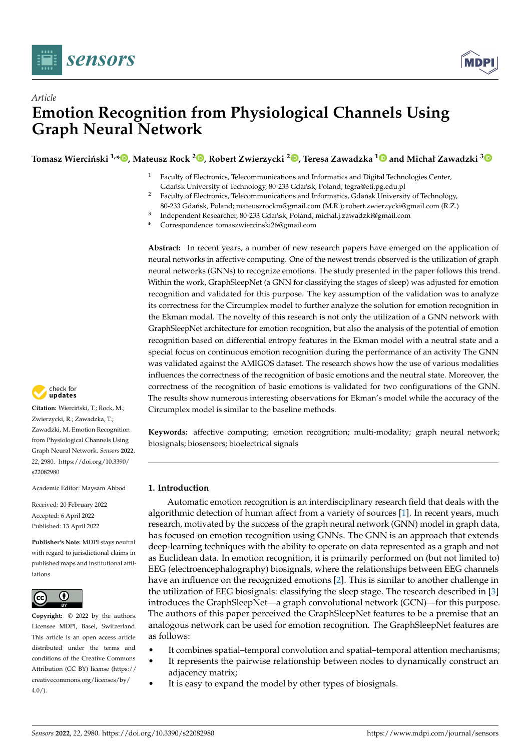*Article*

# Emotion Recognition from Physiological Channels Using Graph Neural Network

**Tomasz Wierciński [1,*], Mateusz Rock [2], Robert Zwierzycki [2], Teresa Zawadzka [1] and Michał Zawadzki [3]**

[1] Faculty of Electronics, Telecommunications and Informatics and Digital Technologies Center, Gdańsk University of Technology, 80-233 Gdańsk, Poland; tegra@eti.pg.edu.pl

[2] Faculty of Electronics, Telecommunications and Informatics, Gdańsk University of Technology, 80-233 Gdańsk, Poland; mateuszrockm@gmail.com (M.R.); robert.zwierzycki@gmail.com (R.Z.)

[3] Independent Researcher, 80-233 Gdańsk, Poland; michal.j.zawadzki@gmail.com

[*] Correspondence: tomaszwiercinski26@gmail.com

**Abstract:** In recent years, a number of new research papers have emerged on the application of neural networks in affective computing. One of the newest trends observed is the utilization of graph neural networks (GNNs) to recognize emotions. The study presented in the paper follows this trend. Within the work, GraphSleepNet (a GNN for classifying the stages of sleep) was adjusted for emotion recognition and validated for this purpose. The key assumption of the validation was to analyze its correctness for the Circumplex model to further analyze the solution for emotion recognition in the Ekman modal. The novelty of this research is not only the utilization of a GNN network with GraphSleepNet architecture for emotion recognition, but also the analysis of the potential of emotion recognition based on differential entropy features in the Ekman model with a neutral state and a special focus on continuous emotion recognition during the performance of an activity The GNN was validated against the AMIGOS dataset. The research shows how the use of various modalities influences the correctness of the recognition of basic emotions and the neutral state. Moreover, the correctness of the recognition of basic emotions is validated for two configurations of the GNN. The results show numerous interesting observations for Ekman's model while the accuracy of the Circumplex model is similar to the baseline methods.

**Keywords:** affective computing; emotion recognition; multi-modality; graph neural network; biosignals; biosensors; bioelectrical signals

**Citation:** Wierciński, T.; Rock, M.; Zwierzycki, R.; Zawadzka, T.; Zawadzki, M. Emotion Recognition from Physiological Channels Using Graph Neural Network. *Sensors* **2022**, *22*, 2980. https://doi.org/10.3390/s22082980

Academic Editor: Maysam Abbod

Received: 20 February 2022
Accepted: 6 April 2022
Published: 13 April 2022

**Publisher's Note:** MDPI stays neutral with regard to jurisdictional claims in published maps and institutional affiliations.

**Copyright:** © 2022 by the authors. Licensee MDPI, Basel, Switzerland. This article is an open access article distributed under the terms and conditions of the Creative Commons Attribution (CC BY) license (https://creativecommons.org/licenses/by/4.0/).

## 1. Introduction

Automatic emotion recognition is an interdisciplinary research field that deals with the algorithmic detection of human affect from a variety of sources [1]. In recent years, much research, motivated by the success of the graph neural network (GNN) model in graph data, has focused on emotion recognition using GNNs. The GNN is an approach that extends deep-learning techniques with the ability to operate on data represented as a graph and not as Euclidean data. In emotion recognition, it is primarily performed on (but not limited to) EEG (electroencephalography) biosignals, where the relationships between EEG channels have an influence on the recognized emotions [2]. This is similar to another challenge in the utilization of EEG biosignals: classifying the sleep stage. The research described in [3] introduces the GraphSleepNet—a graph convolutional network (GCN)—for this purpose. The authors of this paper perceived the GraphSleepNet features to be a premise that an analogous network can be used for emotion recognition. The GraphSleepNet features are as follows:

- It combines spatial–temporal convolution and spatial–temporal attention mechanisms;
- It represents the pairwise relationship between nodes to dynamically construct an adjacency matrix;
- It is easy to expand the model by other types of biosignals.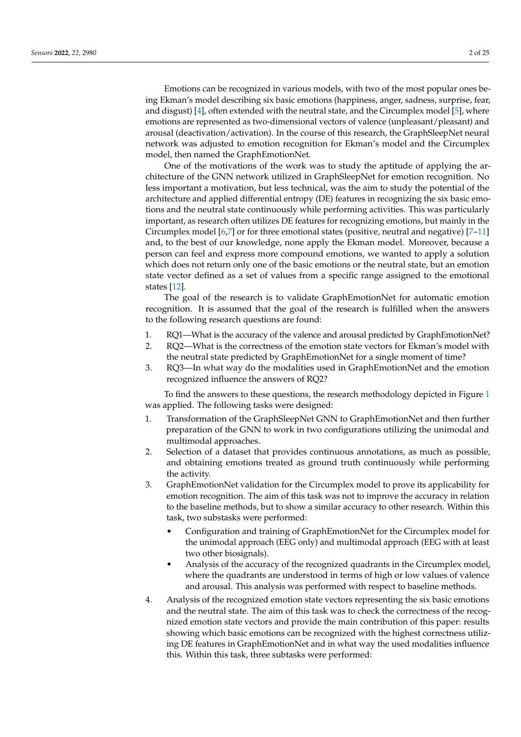Emotions can be recognized in various models, with two of the most popular ones being Ekman's model describing six basic emotions (happiness, anger, sadness, surprise, fear, and disgust) [4], often extended with the neutral state, and the Circumplex model [5], where emotions are represented as two-dimensional vectors of valence (unpleasant/pleasant) and arousal (deactivation/activation). In the course of this research, the GraphSleepNet neural network was adjusted to emotion recognition for Ekman's model and the Circumplex model, then named the GraphEmotionNet.

One of the motivations of the work was to study the aptitude of applying the architecture of the GNN network utilized in GraphSleepNet for emotion recognition. No less important a motivation, but less technical, was the aim to study the potential of the architecture and applied differential entropy (DE) features in recognizing the six basic emotions and the neutral state continuously while performing activities. This was particularly important, as research often utilizes DE features for recognizing emotions, but mainly in the Circumplex model [6,7] or for three emotional states (positive, neutral and negative) [7–11] and, to the best of our knowledge, none apply the Ekman model. Moreover, because a person can feel and express more compound emotions, we wanted to apply a solution which does not return only one of the basic emotions or the neutral state, but an emotion state vector defined as a set of values from a specific range assigned to the emotional states [12].

The goal of the research is to validate GraphEmotionNet for automatic emotion recognition. It is assumed that the goal of the research is fulfilled when the answers to the following research questions are found:

1. RQ1—What is the accuracy of the valence and arousal predicted by GraphEmotionNet?
2. RQ2—What is the correctness of the emotion state vectors for Ekman's model with the neutral state predicted by GraphEmotionNet for a single moment of time?
3. RQ3—In what way do the modalities used in GraphEmotionNet and the emotion recognized influence the answers of RQ2?

To find the answers to these questions, the research methodology depicted in Figure 1 was applied. The following tasks were designed:

1. Transformation of the GraphSleepNet GNN to GraphEmotionNet and then further preparation of the GNN to work in two configurations utilizing the unimodal and multimodal approaches.
2. Selection of a dataset that provides continuous annotations, as much as possible, and obtaining emotions treated as ground truth continuously while performing the activity.
3. GraphEmotionNet validation for the Circumplex model to prove its applicability for emotion recognition. The aim of this task was not to improve the accuracy in relation to the baseline methods, but to show a similar accuracy to other research. Within this task, two substasks were performed:
   - Configuration and training of GraphEmotionNet for the Circumplex model for the unimodal approach (EEG only) and multimodal approach (EEG with at least two other biosignals).
   - Analysis of the accuracy of the recognized quadrants in the Circumplex model, where the quadrants are understood in terms of high or low values of valence and arousal. This analysis was performed with respect to baseline methods.
4. Analysis of the recognized emotion state vectors representing the six basic emotions and the neutral state. The aim of this task was to check the correctness of the recognized emotion state vectors and provide the main contribution of this paper: results showing which basic emotions can be recognized with the highest correctness utilizing DE features in GraphEmotionNet and in what way the used modalities influence this. Within this task, three subtasks were performed: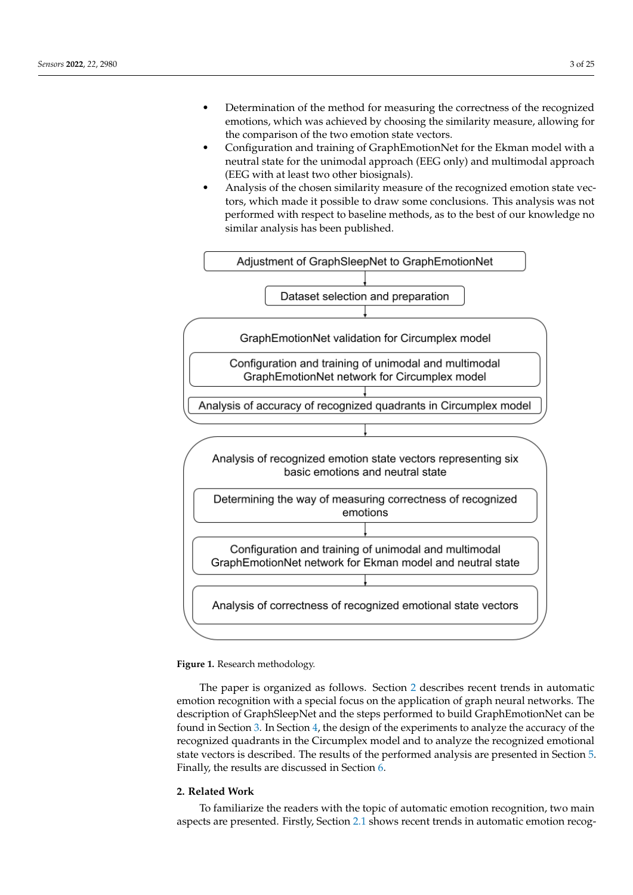- Determination of the method for measuring the correctness of the recognized emotions, which was achieved by choosing the similarity measure, allowing for the comparison of the two emotion state vectors.
- Configuration and training of GraphEmotionNet for the Ekman model with a neutral state for the unimodal approach (EEG only) and multimodal approach (EEG with at least two other biosignals).
- Analysis of the chosen similarity measure of the recognized emotion state vectors, which made it possible to draw some conclusions. This analysis was not performed with respect to baseline methods, as to the best of our knowledge no similar analysis has been published.

Adjustment of GraphSleepNet to GraphEmotionNet

↓

Dataset selection and preparation

↓

GraphEmotionNet validation for Circumplex model
- Configuration and training of unimodal and multimodal GraphEmotionNet network for Circumplex model
- ↓
- Analysis of accuracy of recognized quadrants in Circumplex model

↓

Analysis of recognized emotion state vectors representing six basic emotions and neutral state
- Determining the way of measuring correctness of recognized emotions
- ↓
- Configuration and training of unimodal and multimodal GraphEmotionNet network for Ekman model and neutral state
- ↓
- Analysis of correctness of recognized emotional state vectors

**Figure 1.** Research methodology.

The paper is organized as follows. Section 2 describes recent trends in automatic emotion recognition with a special focus on the application of graph neural networks. The description of GraphSleepNet and the steps performed to build GraphEmotionNet can be found in Section 3. In Section 4, the design of the experiments to analyze the accuracy of the recognized quadrants in the Circumplex model and to analyze the recognized emotional state vectors is described. The results of the performed analysis are presented in Section 5. Finally, the results are discussed in Section 6.

## 2. Related Work

To familiarize the readers with the topic of automatic emotion recognition, two main aspects are presented. Firstly, Section 2.1 shows recent trends in automatic emotion recog-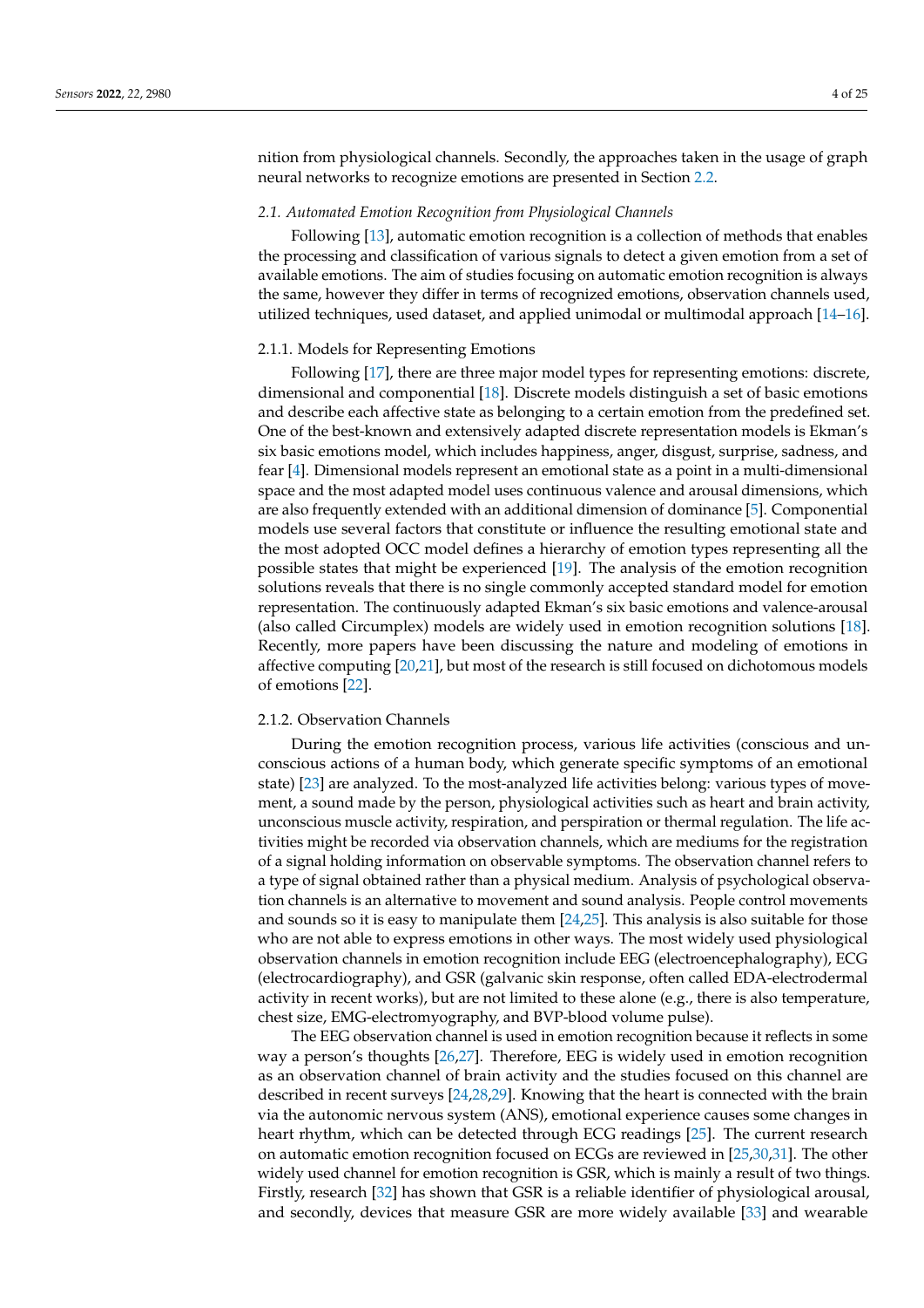nition from physiological channels. Secondly, the approaches taken in the usage of graph neural networks to recognize emotions are presented in Section 2.2.

### 2.1. Automated Emotion Recognition from Physiological Channels

Following [13], automatic emotion recognition is a collection of methods that enables the processing and classification of various signals to detect a given emotion from a set of available emotions. The aim of studies focusing on automatic emotion recognition is always the same, however they differ in terms of recognized emotions, observation channels used, utilized techniques, used dataset, and applied unimodal or multimodal approach [14–16].

#### 2.1.1. Models for Representing Emotions

Following [17], there are three major model types for representing emotions: discrete, dimensional and componential [18]. Discrete models distinguish a set of basic emotions and describe each affective state as belonging to a certain emotion from the predefined set. One of the best-known and extensively adapted discrete representation models is Ekman's six basic emotions model, which includes happiness, anger, disgust, surprise, sadness, and fear [4]. Dimensional models represent an emotional state as a point in a multi-dimensional space and the most adapted model uses continuous valence and arousal dimensions, which are also frequently extended with an additional dimension of dominance [5]. Componential models use several factors that constitute or influence the resulting emotional state and the most adopted OCC model defines a hierarchy of emotion types representing all the possible states that might be experienced [19]. The analysis of the emotion recognition solutions reveals that there is no single commonly accepted standard model for emotion representation. The continuously adapted Ekman's six basic emotions and valence-arousal (also called Circumplex) models are widely used in emotion recognition solutions [18]. Recently, more papers have been discussing the nature and modeling of emotions in affective computing [20,21], but most of the research is still focused on dichotomous models of emotions [22].

#### 2.1.2. Observation Channels

During the emotion recognition process, various life activities (conscious and unconscious actions of a human body, which generate specific symptoms of an emotional state) [23] are analyzed. To the most-analyzed life activities belong: various types of movement, a sound made by the person, physiological activities such as heart and brain activity, unconscious muscle activity, respiration, and perspiration or thermal regulation. The life activities might be recorded via observation channels, which are mediums for the registration of a signal holding information on observable symptoms. The observation channel refers to a type of signal obtained rather than a physical medium. Analysis of psychological observation channels is an alternative to movement and sound analysis. People control movements and sounds so it is easy to manipulate them [24,25]. This analysis is also suitable for those who are not able to express emotions in other ways. The most widely used physiological observation channels in emotion recognition include EEG (electroencephalography), ECG (electrocardiography), and GSR (galvanic skin response, often called EDA-electrodermal activity in recent works), but are not limited to these alone (e.g., there is also temperature, chest size, EMG-electromyography, and BVP-blood volume pulse).

The EEG observation channel is used in emotion recognition because it reflects in some way a person's thoughts [26,27]. Therefore, EEG is widely used in emotion recognition as an observation channel of brain activity and the studies focused on this channel are described in recent surveys [24,28,29]. Knowing that the heart is connected with the brain via the autonomic nervous system (ANS), emotional experience causes some changes in heart rhythm, which can be detected through ECG readings [25]. The current research on automatic emotion recognition focused on ECGs are reviewed in [25,30,31]. The other widely used channel for emotion recognition is GSR, which is mainly a result of two things. Firstly, research [32] has shown that GSR is a reliable identifier of physiological arousal, and secondly, devices that measure GSR are more widely available [33] and wearable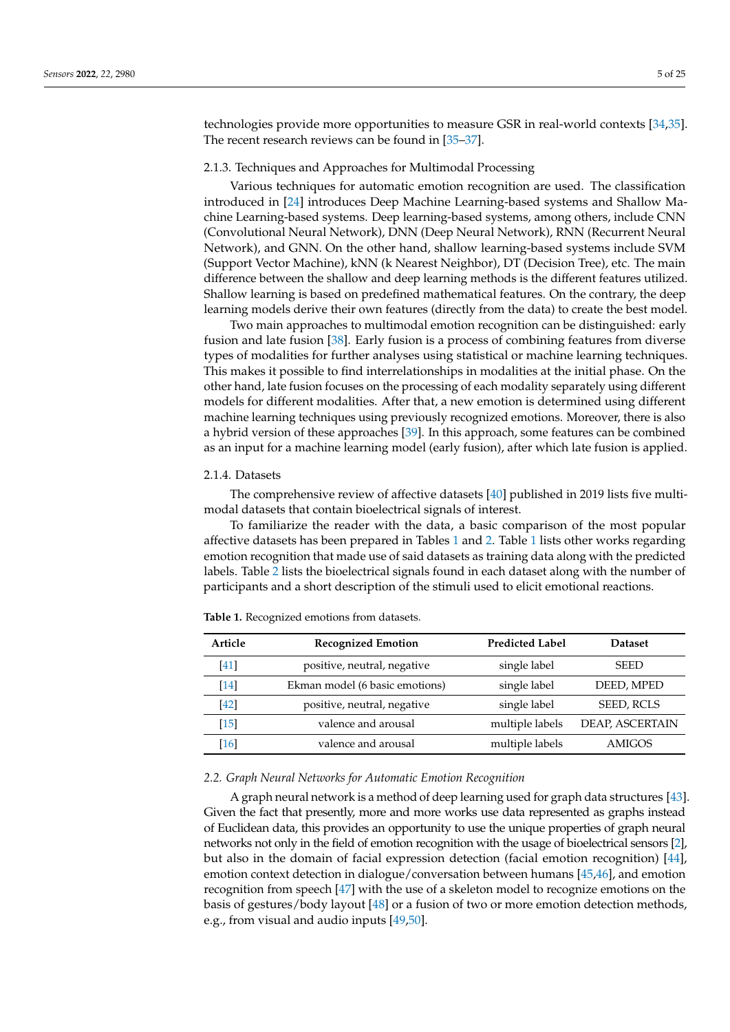technologies provide more opportunities to measure GSR in real-world contexts [34,35]. The recent research reviews can be found in [35–37].

#### 2.1.3. Techniques and Approaches for Multimodal Processing

Various techniques for automatic emotion recognition are used. The classification introduced in [24] introduces Deep Machine Learning-based systems and Shallow Machine Learning-based systems. Deep learning-based systems, among others, include CNN (Convolutional Neural Network), DNN (Deep Neural Network), RNN (Recurrent Neural Network), and GNN. On the other hand, shallow learning-based systems include SVM (Support Vector Machine), kNN (k Nearest Neighbor), DT (Decision Tree), etc. The main difference between the shallow and deep learning methods is the different features utilized. Shallow learning is based on predefined mathematical features. On the contrary, the deep learning models derive their own features (directly from the data) to create the best model.

Two main approaches to multimodal emotion recognition can be distinguished: early fusion and late fusion [38]. Early fusion is a process of combining features from diverse types of modalities for further analyses using statistical or machine learning techniques. This makes it possible to find interrelationships in modalities at the initial phase. On the other hand, late fusion focuses on the processing of each modality separately using different models for different modalities. After that, a new emotion is determined using different machine learning techniques using previously recognized emotions. Moreover, there is also a hybrid version of these approaches [39]. In this approach, some features can be combined as an input for a machine learning model (early fusion), after which late fusion is applied.

#### 2.1.4. Datasets

The comprehensive review of affective datasets [40] published in 2019 lists five multimodal datasets that contain bioelectrical signals of interest.

To familiarize the reader with the data, a basic comparison of the most popular affective datasets has been prepared in Tables 1 and 2. Table 1 lists other works regarding emotion recognition that made use of said datasets as training data along with the predicted labels. Table 2 lists the bioelectrical signals found in each dataset along with the number of participants and a short description of the stimuli used to elicit emotional reactions.

**Table 1.** Recognized emotions from datasets.

| Article | Recognized Emotion | Predicted Label | Dataset |
|---|---|---|---|
| [41] | positive, neutral, negative | single label | SEED |
| [14] | Ekman model (6 basic emotions) | single label | DEED, MPED |
| [42] | positive, neutral, negative | single label | SEED, RCLS |
| [15] | valence and arousal | multiple labels | DEAP, ASCERTAIN |
| [16] | valence and arousal | multiple labels | AMIGOS |

### *2.2. Graph Neural Networks for Automatic Emotion Recognition*

A graph neural network is a method of deep learning used for graph data structures [43]. Given the fact that presently, more and more works use data represented as graphs instead of Euclidean data, this provides an opportunity to use the unique properties of graph neural networks not only in the field of emotion recognition with the usage of bioelectrical sensors [2], but also in the domain of facial expression detection (facial emotion recognition) [44], emotion context detection in dialogue/conversation between humans [45,46], and emotion recognition from speech [47] with the use of a skeleton model to recognize emotions on the basis of gestures/body layout [48] or a fusion of two or more emotion detection methods, e.g., from visual and audio inputs [49,50].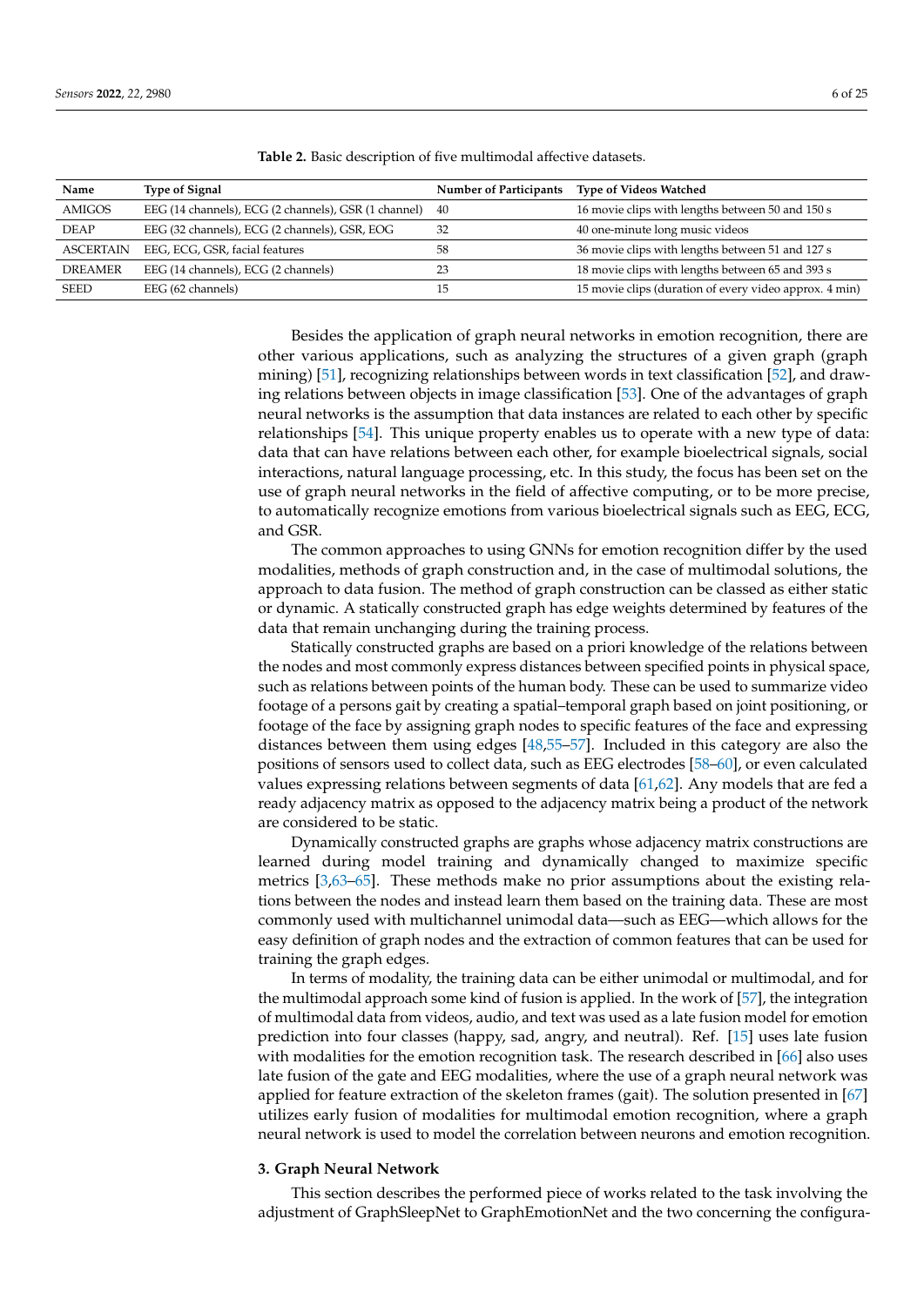**Table 2.** Basic description of five multimodal affective datasets.

| Name | Type of Signal | Number of Participants | Type of Videos Watched |
|---|---|---|---|
| AMIGOS | EEG (14 channels), ECG (2 channels), GSR (1 channel) | 40 | 16 movie clips with lengths between 50 and 150 s |
| DEAP | EEG (32 channels), ECG (2 channels), GSR, EOG | 32 | 40 one-minute long music videos |
| ASCERTAIN | EEG, ECG, GSR, facial features | 58 | 36 movie clips with lengths between 51 and 127 s |
| DREAMER | EEG (14 channels), ECG (2 channels) | 23 | 18 movie clips with lengths between 65 and 393 s |
| SEED | EEG (62 channels) | 15 | 15 movie clips (duration of every video approx. 4 min) |

Besides the application of graph neural networks in emotion recognition, there are other various applications, such as analyzing the structures of a given graph (graph mining) [51], recognizing relationships between words in text classification [52], and drawing relations between objects in image classification [53]. One of the advantages of graph neural networks is the assumption that data instances are related to each other by specific relationships [54]. This unique property enables us to operate with a new type of data: data that can have relations between each other, for example bioelectrical signals, social interactions, natural language processing, etc. In this study, the focus has been set on the use of graph neural networks in the field of affective computing, or to be more precise, to automatically recognize emotions from various bioelectrical signals such as EEG, ECG, and GSR.

The common approaches to using GNNs for emotion recognition differ by the used modalities, methods of graph construction and, in the case of multimodal solutions, the approach to data fusion. The method of graph construction can be classed as either static or dynamic. A statically constructed graph has edge weights determined by features of the data that remain unchanging during the training process.

Statically constructed graphs are based on a priori knowledge of the relations between the nodes and most commonly express distances between specified points in physical space, such as relations between points of the human body. These can be used to summarize video footage of a persons gait by creating a spatial–temporal graph based on joint positioning, or footage of the face by assigning graph nodes to specific features of the face and expressing distances between them using edges [48,55–57]. Included in this category are also the positions of sensors used to collect data, such as EEG electrodes [58–60], or even calculated values expressing relations between segments of data [61,62]. Any models that are fed a ready adjacency matrix as opposed to the adjacency matrix being a product of the network are considered to be static.

Dynamically constructed graphs are graphs whose adjacency matrix constructions are learned during model training and dynamically changed to maximize specific metrics [3,63–65]. These methods make no prior assumptions about the existing relations between the nodes and instead learn them based on the training data. These are most commonly used with multichannel unimodal data—such as EEG—which allows for the easy definition of graph nodes and the extraction of common features that can be used for training the graph edges.

In terms of modality, the training data can be either unimodal or multimodal, and for the multimodal approach some kind of fusion is applied. In the work of [57], the integration of multimodal data from videos, audio, and text was used as a late fusion model for emotion prediction into four classes (happy, sad, angry, and neutral). Ref. [15] uses late fusion with modalities for the emotion recognition task. The research described in [66] also uses late fusion of the gate and EEG modalities, where the use of a graph neural network was applied for feature extraction of the skeleton frames (gait). The solution presented in [67] utilizes early fusion of modalities for multimodal emotion recognition, where a graph neural network is used to model the correlation between neurons and emotion recognition.

## 3. Graph Neural Network

This section describes the performed piece of works related to the task involving the adjustment of GraphSleepNet to GraphEmotionNet and the two concerning the configura-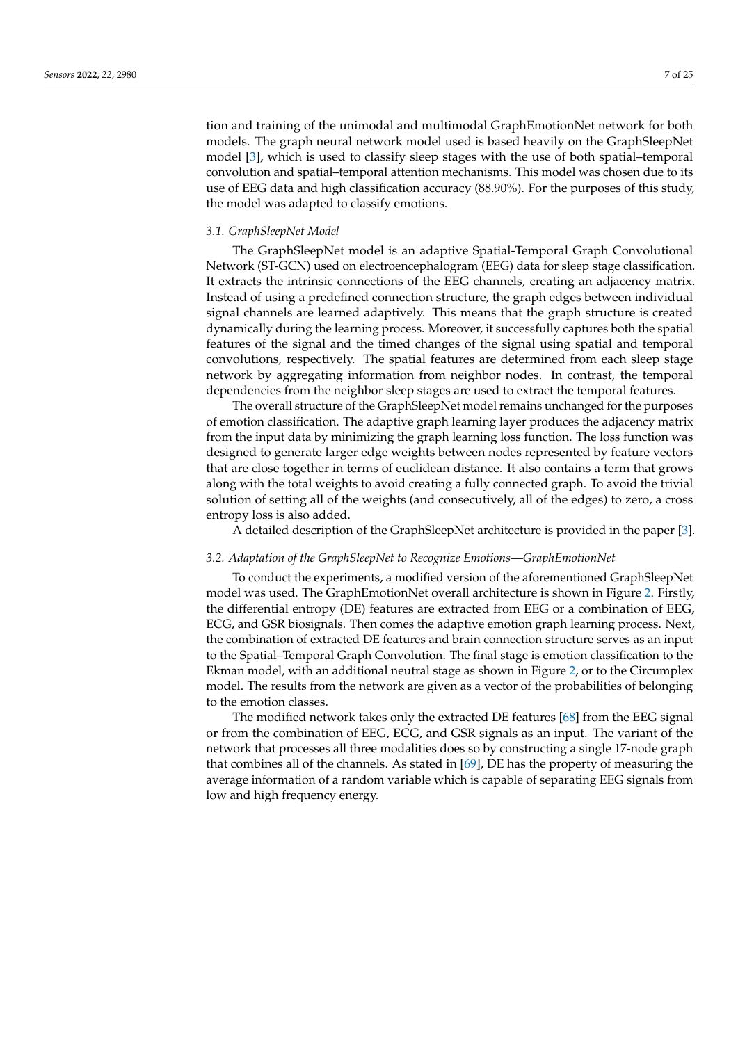tion and training of the unimodal and multimodal GraphEmotionNet network for both models. The graph neural network model used is based heavily on the GraphSleepNet model [3], which is used to classify sleep stages with the use of both spatial–temporal convolution and spatial–temporal attention mechanisms. This model was chosen due to its use of EEG data and high classification accuracy (88.90%). For the purposes of this study, the model was adapted to classify emotions.

### *3.1. GraphSleepNet Model*

The GraphSleepNet model is an adaptive Spatial-Temporal Graph Convolutional Network (ST-GCN) used on electroencephalogram (EEG) data for sleep stage classification. It extracts the intrinsic connections of the EEG channels, creating an adjacency matrix. Instead of using a predefined connection structure, the graph edges between individual signal channels are learned adaptively. This means that the graph structure is created dynamically during the learning process. Moreover, it successfully captures both the spatial features of the signal and the timed changes of the signal using spatial and temporal convolutions, respectively. The spatial features are determined from each sleep stage network by aggregating information from neighbor nodes. In contrast, the temporal dependencies from the neighbor sleep stages are used to extract the temporal features.

The overall structure of the GraphSleepNet model remains unchanged for the purposes of emotion classification. The adaptive graph learning layer produces the adjacency matrix from the input data by minimizing the graph learning loss function. The loss function was designed to generate larger edge weights between nodes represented by feature vectors that are close together in terms of euclidean distance. It also contains a term that grows along with the total weights to avoid creating a fully connected graph. To avoid the trivial solution of setting all of the weights (and consecutively, all of the edges) to zero, a cross entropy loss is also added.

A detailed description of the GraphSleepNet architecture is provided in the paper [3].

### *3.2. Adaptation of the GraphSleepNet to Recognize Emotions—GraphEmotionNet*

To conduct the experiments, a modified version of the aforementioned GraphSleepNet model was used. The GraphEmotionNet overall architecture is shown in Figure 2. Firstly, the differential entropy (DE) features are extracted from EEG or a combination of EEG, ECG, and GSR biosignals. Then comes the adaptive emotion graph learning process. Next, the combination of extracted DE features and brain connection structure serves as an input to the Spatial–Temporal Graph Convolution. The final stage is emotion classification to the Ekman model, with an additional neutral stage as shown in Figure 2, or to the Circumplex model. The results from the network are given as a vector of the probabilities of belonging to the emotion classes.

The modified network takes only the extracted DE features [68] from the EEG signal or from the combination of EEG, ECG, and GSR signals as an input. The variant of the network that processes all three modalities does so by constructing a single 17-node graph that combines all of the channels. As stated in [69], DE has the property of measuring the average information of a random variable which is capable of separating EEG signals from low and high frequency energy.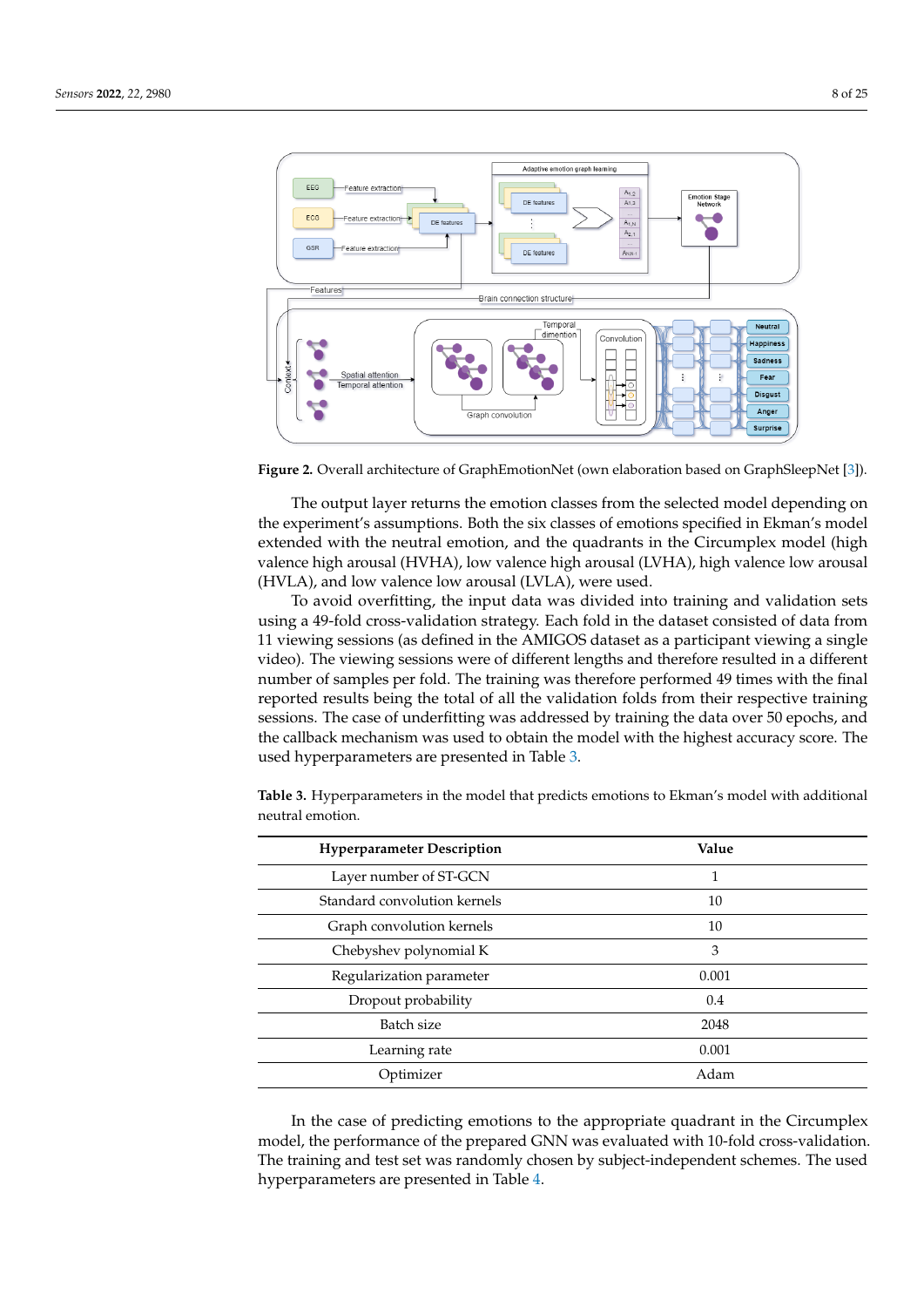**Figure 2.** Overall architecture of GraphEmotionNet (own elaboration based on GraphSleepNet [3]).

The output layer returns the emotion classes from the selected model depending on the experiment's assumptions. Both the six classes of emotions specified in Ekman's model extended with the neutral emotion, and the quadrants in the Circumplex model (high valence high arousal (HVHA), low valence high arousal (LVHA), high valence low arousal (HVLA), and low valence low arousal (LVLA), were used.

To avoid overfitting, the input data was divided into training and validation sets using a 49-fold cross-validation strategy. Each fold in the dataset consisted of data from 11 viewing sessions (as defined in the AMIGOS dataset as a participant viewing a single video). The viewing sessions were of different lengths and therefore resulted in a different number of samples per fold. The training was therefore performed 49 times with the final reported results being the total of all the validation folds from their respective training sessions. The case of underfitting was addressed by training the data over 50 epochs, and the callback mechanism was used to obtain the model with the highest accuracy score. The used hyperparameters are presented in Table 3.

**Table 3.** Hyperparameters in the model that predicts emotions to Ekman's model with additional neutral emotion.

| Hyperparameter Description | Value |
|---|---|
| Layer number of ST-GCN | 1 |
| Standard convolution kernels | 10 |
| Graph convolution kernels | 10 |
| Chebyshev polynomial K | 3 |
| Regularization parameter | 0.001 |
| Dropout probability | 0.4 |
| Batch size | 2048 |
| Learning rate | 0.001 |
| Optimizer | Adam |

In the case of predicting emotions to the appropriate quadrant in the Circumplex model, the performance of the prepared GNN was evaluated with 10-fold cross-validation. The training and test set was randomly chosen by subject-independent schemes. The used hyperparameters are presented in Table 4.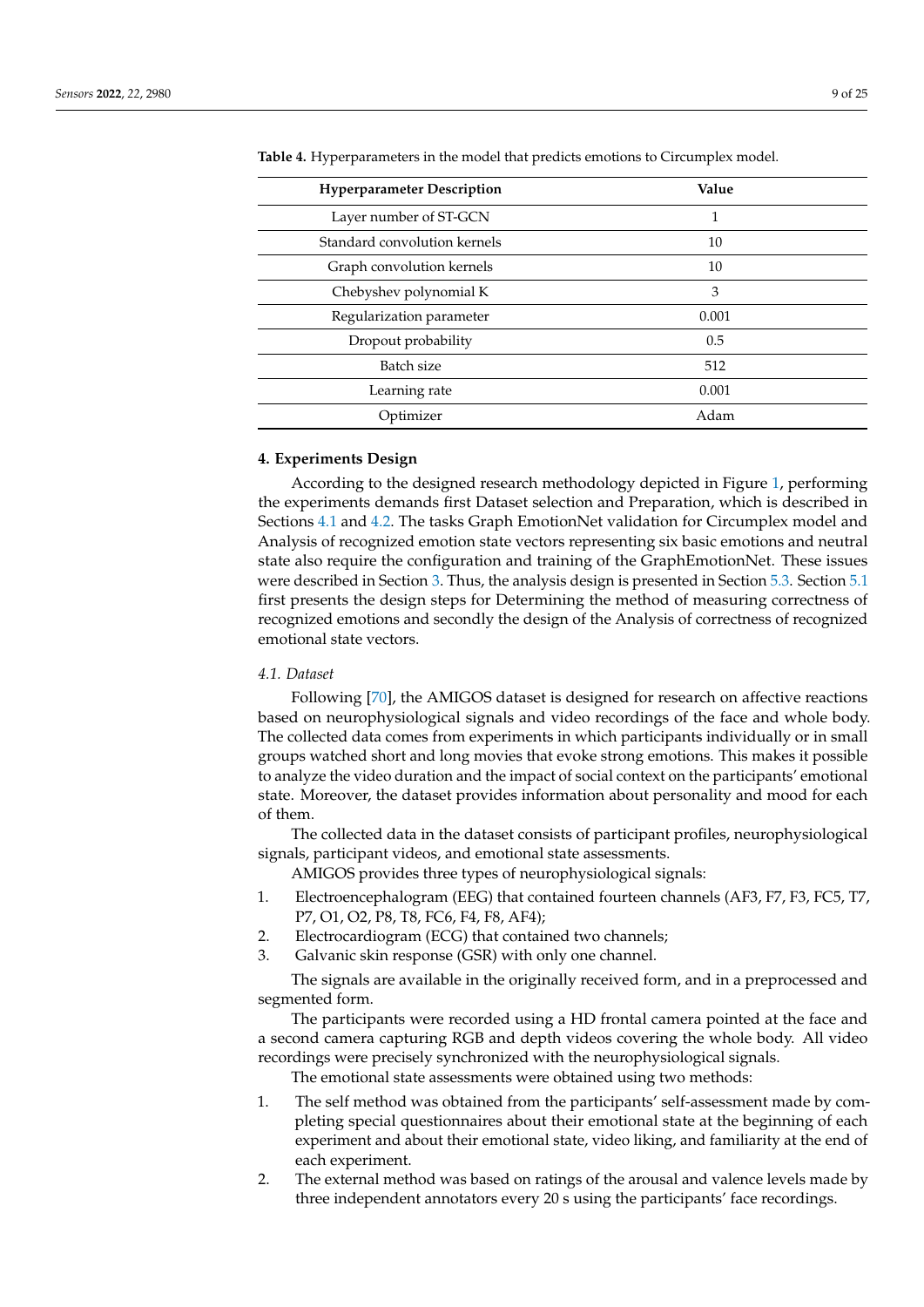**Table 4.** Hyperparameters in the model that predicts emotions to Circumplex model.

| Hyperparameter Description | Value |
|---|---|
| Layer number of ST-GCN | 1 |
| Standard convolution kernels | 10 |
| Graph convolution kernels | 10 |
| Chebyshev polynomial K | 3 |
| Regularization parameter | 0.001 |
| Dropout probability | 0.5 |
| Batch size | 512 |
| Learning rate | 0.001 |
| Optimizer | Adam |

## 4. Experiments Design

According to the designed research methodology depicted in Figure 1, performing the experiments demands first Dataset selection and Preparation, which is described in Sections 4.1 and 4.2. The tasks Graph EmotionNet validation for Circumplex model and Analysis of recognized emotion state vectors representing six basic emotions and neutral state also require the configuration and training of the GraphEmotionNet. These issues were described in Section 3. Thus, the analysis design is presented in Section 5.3. Section 5.1 first presents the design steps for Determining the method of measuring correctness of recognized emotions and secondly the design of the Analysis of correctness of recognized emotional state vectors.

### *4.1. Dataset*

Following [70], the AMIGOS dataset is designed for research on affective reactions based on neurophysiological signals and video recordings of the face and whole body. The collected data comes from experiments in which participants individually or in small groups watched short and long movies that evoke strong emotions. This makes it possible to analyze the video duration and the impact of social context on the participants' emotional state. Moreover, the dataset provides information about personality and mood for each of them.

The collected data in the dataset consists of participant profiles, neurophysiological signals, participant videos, and emotional state assessments.

AMIGOS provides three types of neurophysiological signals:

1. Electroencephalogram (EEG) that contained fourteen channels (AF3, F7, F3, FC5, T7, P7, O1, O2, P8, T8, FC6, F4, F8, AF4);
2. Electrocardiogram (ECG) that contained two channels;
3. Galvanic skin response (GSR) with only one channel.

The signals are available in the originally received form, and in a preprocessed and segmented form.

The participants were recorded using a HD frontal camera pointed at the face and a second camera capturing RGB and depth videos covering the whole body. All video recordings were precisely synchronized with the neurophysiological signals.

The emotional state assessments were obtained using two methods:

1. The self method was obtained from the participants' self-assessment made by completing special questionnaires about their emotional state at the beginning of each experiment and about their emotional state, video liking, and familiarity at the end of each experiment.
2. The external method was based on ratings of the arousal and valence levels made by three independent annotators every 20 s using the participants' face recordings.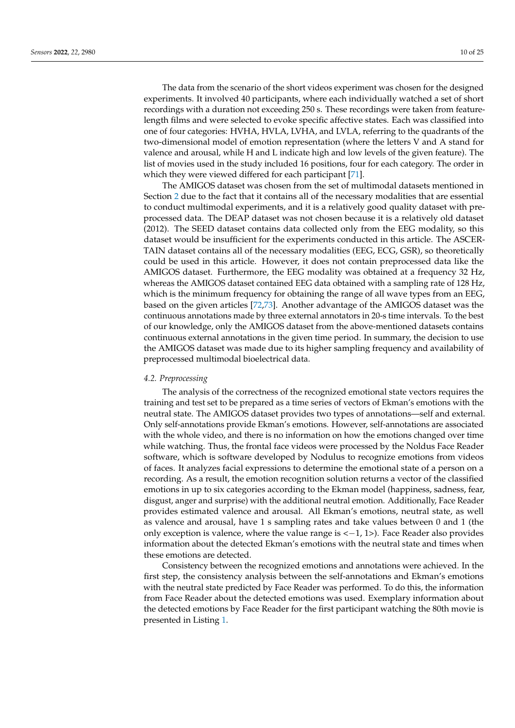The data from the scenario of the short videos experiment was chosen for the designed experiments. It involved 40 participants, where each individually watched a set of short recordings with a duration not exceeding 250 s. These recordings were taken from feature-length films and were selected to evoke specific affective states. Each was classified into one of four categories: HVHA, HVLA, LVHA, and LVLA, referring to the quadrants of the two-dimensional model of emotion representation (where the letters V and A stand for valence and arousal, while H and L indicate high and low levels of the given feature). The list of movies used in the study included 16 positions, four for each category. The order in which they were viewed differed for each participant [71].

The AMIGOS dataset was chosen from the set of multimodal datasets mentioned in Section 2 due to the fact that it contains all of the necessary modalities that are essential to conduct multimodal experiments, and it is a relatively good quality dataset with preprocessed data. The DEAP dataset was not chosen because it is a relatively old dataset (2012). The SEED dataset contains data collected only from the EEG modality, so this dataset would be insufficient for the experiments conducted in this article. The ASCERTAIN dataset contains all of the necessary modalities (EEG, ECG, GSR), so theoretically could be used in this article. However, it does not contain preprocessed data like the AMIGOS dataset. Furthermore, the EEG modality was obtained at a frequency 32 Hz, whereas the AMIGOS dataset contained EEG data obtained with a sampling rate of 128 Hz, which is the minimum frequency for obtaining the range of all wave types from an EEG, based on the given articles [72,73]. Another advantage of the AMIGOS dataset was the continuous annotations made by three external annotators in 20-s time intervals. To the best of our knowledge, only the AMIGOS dataset from the above-mentioned datasets contains continuous external annotations in the given time period. In summary, the decision to use the AMIGOS dataset was made due to its higher sampling frequency and availability of preprocessed multimodal bioelectrical data.

### 4.2. Preprocessing

The analysis of the correctness of the recognized emotional state vectors requires the training and test set to be prepared as a time series of vectors of Ekman's emotions with the neutral state. The AMIGOS dataset provides two types of annotations—self and external. Only self-annotations provide Ekman's emotions. However, self-annotations are associated with the whole video, and there is no information on how the emotions changed over time while watching. Thus, the frontal face videos were processed by the Noldus Face Reader software, which is software developed by Nodulus to recognize emotions from videos of faces. It analyzes facial expressions to determine the emotional state of a person on a recording. As a result, the emotion recognition solution returns a vector of the classified emotions in up to six categories according to the Ekman model (happiness, sadness, fear, disgust, anger and surprise) with the additional neutral emotion. Additionally, Face Reader provides estimated valence and arousal. All Ekman's emotions, neutral state, as well as valence and arousal, have 1 s sampling rates and take values between 0 and 1 (the only exception is valence, where the value range is $<-1, 1>$). Face Reader also provides information about the detected Ekman's emotions with the neutral state and times when these emotions are detected.

Consistency between the recognized emotions and annotations were achieved. In the first step, the consistency analysis between the self-annotations and Ekman's emotions with the neutral state predicted by Face Reader was performed. To do this, the information from Face Reader about the detected emotions was used. Exemplary information about the detected emotions by Face Reader for the first participant watching the 80th movie is presented in Listing 1.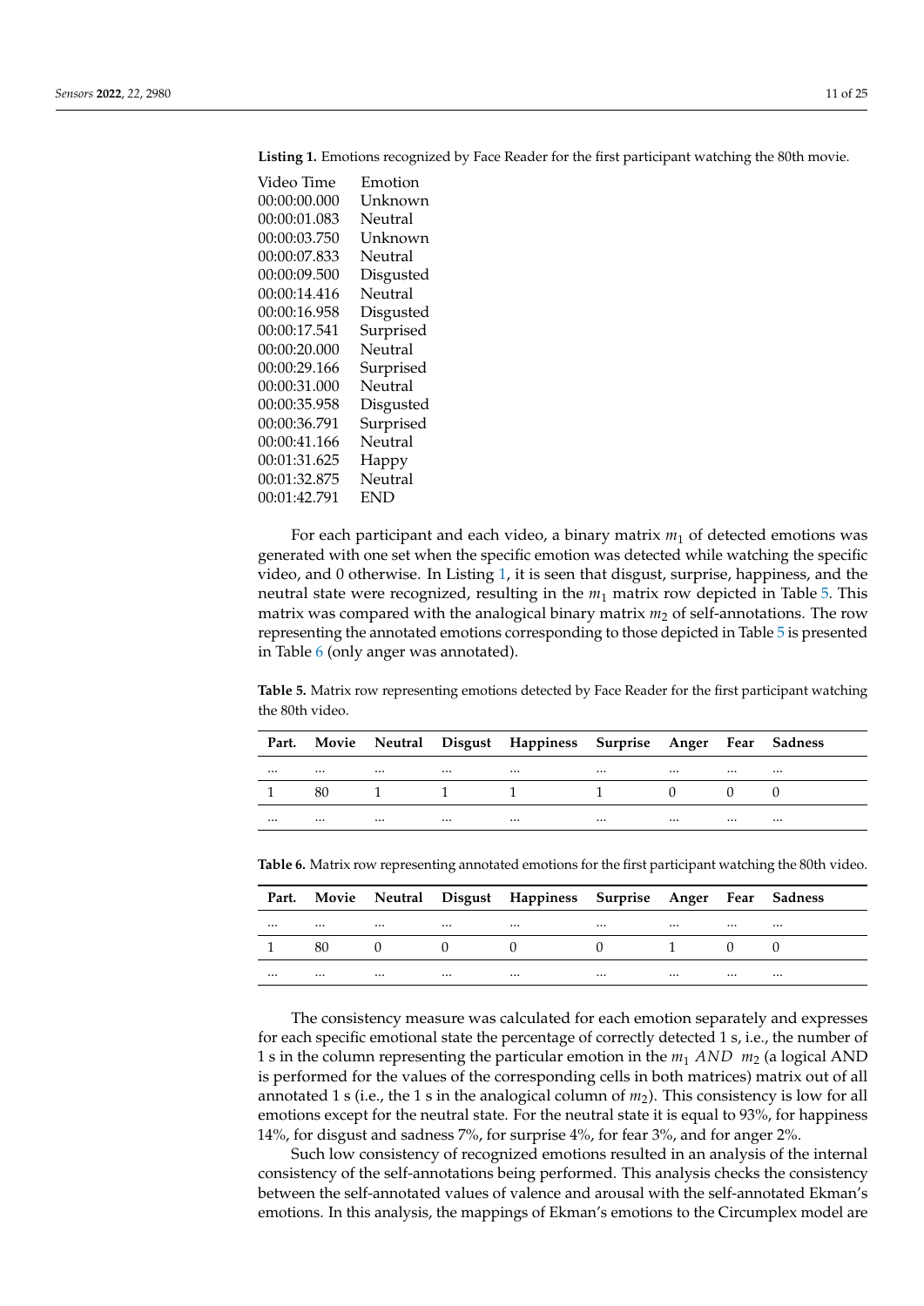**Listing 1.** Emotions recognized by Face Reader for the first participant watching the 80th movie.

```
Video Time     Emotion
00:00:00.000   Unknown
00:00:01.083   Neutral
00:00:03.750   Unknown
00:00:07.833   Neutral
00:00:09.500   Disgusted
00:00:14.416   Neutral
00:00:16.958   Disgusted
00:00:17.541   Surprised
00:00:20.000   Neutral
00:00:29.166   Surprised
00:00:31.000   Neutral
00:00:35.958   Disgusted
00:00:36.791   Surprised
00:00:41.166   Neutral
00:01:31.625   Happy
00:01:32.875   Neutral
00:01:42.791   END
```

For each participant and each video, a binary matrix $m_1$ of detected emotions was generated with one set when the specific emotion was detected while watching the specific video, and 0 otherwise. In Listing 1, it is seen that disgust, surprise, happiness, and the neutral state were recognized, resulting in the $m_1$ matrix row depicted in Table 5. This matrix was compared with the analogical binary matrix $m_2$ of self-annotations. The row representing the annotated emotions corresponding to those depicted in Table 5 is presented in Table 6 (only anger was annotated).

**Table 5.** Matrix row representing emotions detected by Face Reader for the first participant watching the 80th video.

| Part. | Movie | Neutral | Disgust | Happiness | Surprise | Anger | Fear | Sadness |
|---|---|---|---|---|---|---|---|---|
| ... | ... | ... | ... | ... | ... | ... | ... | ... |
| 1 | 80 | 1 | 1 | 1 | 1 | 0 | 0 | 0 |
| ... | ... | ... | ... | ... | ... | ... | ... | ... |

**Table 6.** Matrix row representing annotated emotions for the first participant watching the 80th video.

| Part. | Movie | Neutral | Disgust | Happiness | Surprise | Anger | Fear | Sadness |
|---|---|---|---|---|---|---|---|---|
| ... | ... | ... | ... | ... | ... | ... | ... | ... |
| 1 | 80 | 0 | 0 | 0 | 0 | 1 | 0 | 0 |
| ... | ... | ... | ... | ... | ... | ... | ... | ... |

The consistency measure was calculated for each emotion separately and expresses for each specific emotional state the percentage of correctly detected 1 s, i.e., the number of 1 s in the column representing the particular emotion in the $m_1$ $AND$ $m_2$ (a logical AND is performed for the values of the corresponding cells in both matrices) matrix out of all annotated 1 s (i.e., the 1 s in the analogical column of $m_2$). This consistency is low for all emotions except for the neutral state. For the neutral state it is equal to 93%, for happiness 14%, for disgust and sadness 7%, for surprise 4%, for fear 3%, and for anger 2%.

Such low consistency of recognized emotions resulted in an analysis of the internal consistency of the self-annotations being performed. This analysis checks the consistency between the self-annotated values of valence and arousal with the self-annotated Ekman's emotions. In this analysis, the mappings of Ekman's emotions to the Circumplex model are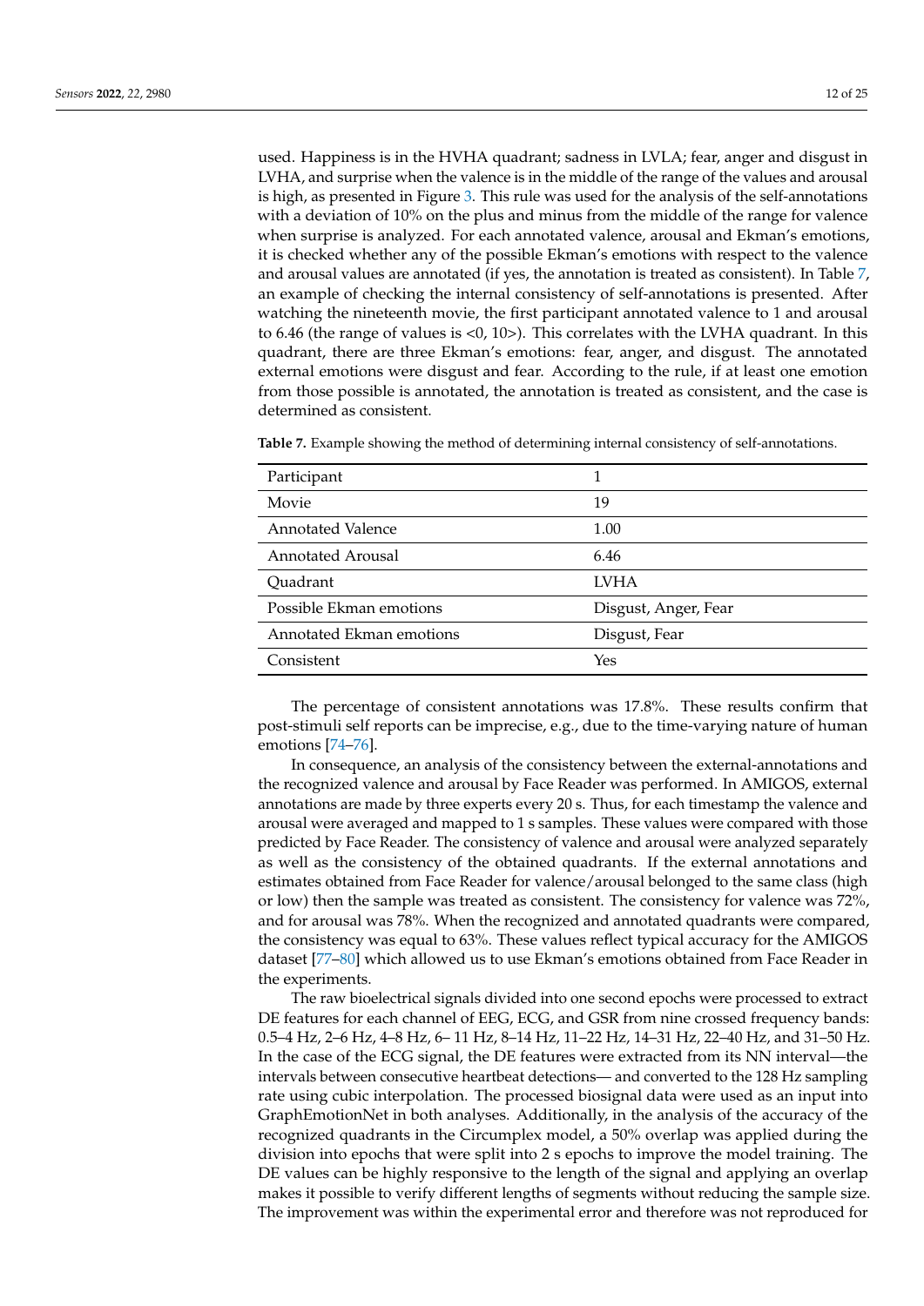used. Happiness is in the HVHA quadrant; sadness in LVLA; fear, anger and disgust in LVHA, and surprise when the valence is in the middle of the range of the values and arousal is high, as presented in Figure 3. This rule was used for the analysis of the self-annotations with a deviation of 10% on the plus and minus from the middle of the range for valence when surprise is analyzed. For each annotated valence, arousal and Ekman's emotions, it is checked whether any of the possible Ekman's emotions with respect to the valence and arousal values are annotated (if yes, the annotation is treated as consistent). In Table 7, an example of checking the internal consistency of self-annotations is presented. After watching the nineteenth movie, the first participant annotated valence to 1 and arousal to 6.46 (the range of values is <0, 10>). This correlates with the LVHA quadrant. In this quadrant, there are three Ekman's emotions: fear, anger, and disgust. The annotated external emotions were disgust and fear. According to the rule, if at least one emotion from those possible is annotated, the annotation is treated as consistent, and the case is determined as consistent.

**Table 7.** Example showing the method of determining internal consistency of self-annotations.

| | |
|---|---|
| Participant | 1 |
| Movie | 19 |
| Annotated Valence | 1.00 |
| Annotated Arousal | 6.46 |
| Quadrant | LVHA |
| Possible Ekman emotions | Disgust, Anger, Fear |
| Annotated Ekman emotions | Disgust, Fear |
| Consistent | Yes |

The percentage of consistent annotations was 17.8%. These results confirm that post-stimuli self reports can be imprecise, e.g., due to the time-varying nature of human emotions [74–76].

In consequence, an analysis of the consistency between the external-annotations and the recognized valence and arousal by Face Reader was performed. In AMIGOS, external annotations are made by three experts every 20 s. Thus, for each timestamp the valence and arousal were averaged and mapped to 1 s samples. These values were compared with those predicted by Face Reader. The consistency of valence and arousal were analyzed separately as well as the consistency of the obtained quadrants. If the external annotations and estimates obtained from Face Reader for valence/arousal belonged to the same class (high or low) then the sample was treated as consistent. The consistency for valence was 72%, and for arousal was 78%. When the recognized and annotated quadrants were compared, the consistency was equal to 63%. These values reflect typical accuracy for the AMIGOS dataset [77–80] which allowed us to use Ekman's emotions obtained from Face Reader in the experiments.

The raw bioelectrical signals divided into one second epochs were processed to extract DE features for each channel of EEG, ECG, and GSR from nine crossed frequency bands: 0.5–4 Hz, 2–6 Hz, 4–8 Hz, 6– 11 Hz, 8–14 Hz, 11–22 Hz, 14–31 Hz, 22–40 Hz, and 31–50 Hz. In the case of the ECG signal, the DE features were extracted from its NN interval—the intervals between consecutive heartbeat detections— and converted to the 128 Hz sampling rate using cubic interpolation. The processed biosignal data were used as an input into GraphEmotionNet in both analyses. Additionally, in the analysis of the accuracy of the recognized quadrants in the Circumplex model, a 50% overlap was applied during the division into epochs that were split into 2 s epochs to improve the model training. The DE values can be highly responsive to the length of the signal and applying an overlap makes it possible to verify different lengths of segments without reducing the sample size. The improvement was within the experimental error and therefore was not reproduced for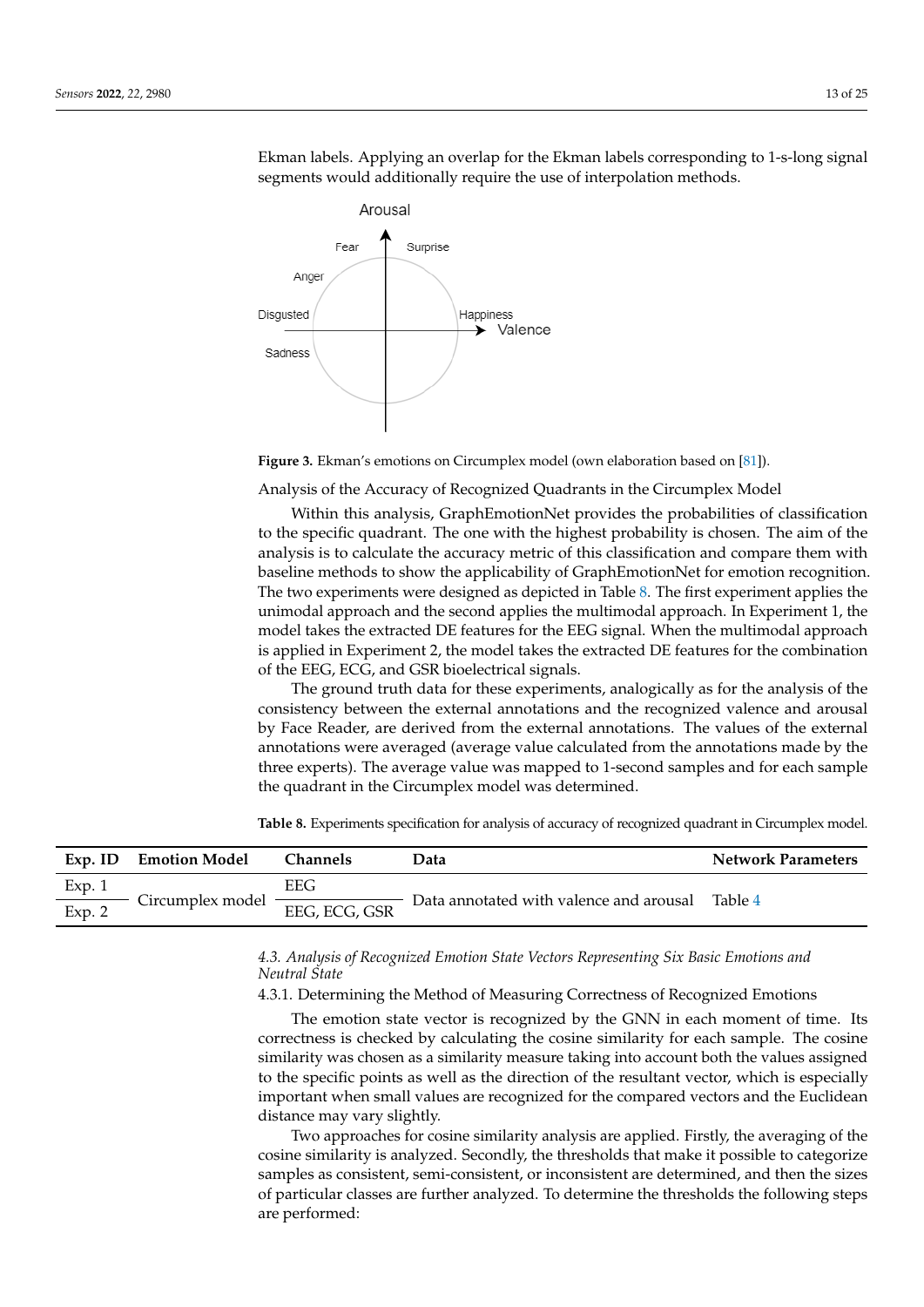Ekman labels. Applying an overlap for the Ekman labels corresponding to 1-s-long signal segments would additionally require the use of interpolation methods.

**Figure 3.** Ekman's emotions on Circumplex model (own elaboration based on [81]).

Analysis of the Accuracy of Recognized Quadrants in the Circumplex Model

Within this analysis, GraphEmotionNet provides the probabilities of classification to the specific quadrant. The one with the highest probability is chosen. The aim of the analysis is to calculate the accuracy metric of this classification and compare them with baseline methods to show the applicability of GraphEmotionNet for emotion recognition. The two experiments were designed as depicted in Table 8. The first experiment applies the unimodal approach and the second applies the multimodal approach. In Experiment 1, the model takes the extracted DE features for the EEG signal. When the multimodal approach is applied in Experiment 2, the model takes the extracted DE features for the combination of the EEG, ECG, and GSR bioelectrical signals.

The ground truth data for these experiments, analogically as for the analysis of the consistency between the external annotations and the recognized valence and arousal by Face Reader, are derived from the external annotations. The values of the external annotations were averaged (average value calculated from the annotations made by the three experts). The average value was mapped to 1-second samples and for each sample the quadrant in the Circumplex model was determined.

**Table 8.** Experiments specification for analysis of accuracy of recognized quadrant in Circumplex model.

| Exp. ID | Emotion Model | Channels | Data | Network Parameters |
|---|---|---|---|---|
| Exp. 1 | Circumplex model | EEG | Data annotated with valence and arousal | Table 4 |
| Exp. 2 | | EEG, ECG, GSR | | |

### *4.3. Analysis of Recognized Emotion State Vectors Representing Six Basic Emotions and Neutral State*

#### 4.3.1. Determining the Method of Measuring Correctness of Recognized Emotions

The emotion state vector is recognized by the GNN in each moment of time. Its correctness is checked by calculating the cosine similarity for each sample. The cosine similarity was chosen as a similarity measure taking into account both the values assigned to the specific points as well as the direction of the resultant vector, which is especially important when small values are recognized for the compared vectors and the Euclidean distance may vary slightly.

Two approaches for cosine similarity analysis are applied. Firstly, the averaging of the cosine similarity is analyzed. Secondly, the thresholds that make it possible to categorize samples as consistent, semi-consistent, or inconsistent are determined, and then the sizes of particular classes are further analyzed. To determine the thresholds the following steps are performed: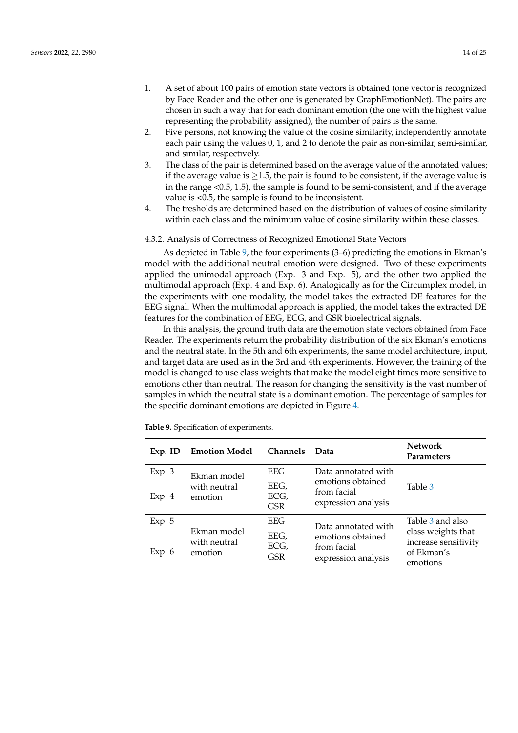1. A set of about 100 pairs of emotion state vectors is obtained (one vector is recognized by Face Reader and the other one is generated by GraphEmotionNet). The pairs are chosen in such a way that for each dominant emotion (the one with the highest value representing the probability assigned), the number of pairs is the same.
2. Five persons, not knowing the value of the cosine similarity, independently annotate each pair using the values 0, 1, and 2 to denote the pair as non-similar, semi-similar, and similar, respectively.
3. The class of the pair is determined based on the average value of the annotated values; if the average value is $\geq$1.5, the pair is found to be consistent, if the average value is in the range <0.5, 1.5), the sample is found to be semi-consistent, and if the average value is <0.5, the sample is found to be inconsistent.
4. The tresholds are determined based on the distribution of values of cosine similarity within each class and the minimum value of cosine similarity within these classes.

#### 4.3.2. Analysis of Correctness of Recognized Emotional State Vectors

As depicted in Table 9, the four experiments (3–6) predicting the emotions in Ekman's model with the additional neutral emotion were designed. Two of these experiments applied the unimodal approach (Exp. 3 and Exp. 5), and the other two applied the multimodal approach (Exp. 4 and Exp. 6). Analogically as for the Circumplex model, in the experiments with one modality, the model takes the extracted DE features for the EEG signal. When the multimodal approach is applied, the model takes the extracted DE features for the combination of EEG, ECG, and GSR bioelectrical signals.

In this analysis, the ground truth data are the emotion state vectors obtained from Face Reader. The experiments return the probability distribution of the six Ekman's emotions and the neutral state. In the 5th and 6th experiments, the same model architecture, input, and target data are used as in the 3rd and 4th experiments. However, the training of the model is changed to use class weights that make the model eight times more sensitive to emotions other than neutral. The reason for changing the sensitivity is the vast number of samples in which the neutral state is a dominant emotion. The percentage of samples for the specific dominant emotions are depicted in Figure 4.

**Table 9.** Specification of experiments.

| Exp. ID | Emotion Model | Channels | Data | Network Parameters |
|---|---|---|---|---|
| Exp. 3 | Ekman model with neutral emotion | EEG | Data annotated with emotions obtained from facial expression analysis | Table 3 |
| Exp. 4 | | EEG, ECG, GSR | | |
| Exp. 5 | Ekman model with neutral emotion | EEG | Data annotated with emotions obtained from facial expression analysis | Table 3 and also class weights that increase sensitivity of Ekman's emotions |
| Exp. 6 | | EEG, ECG, GSR | | |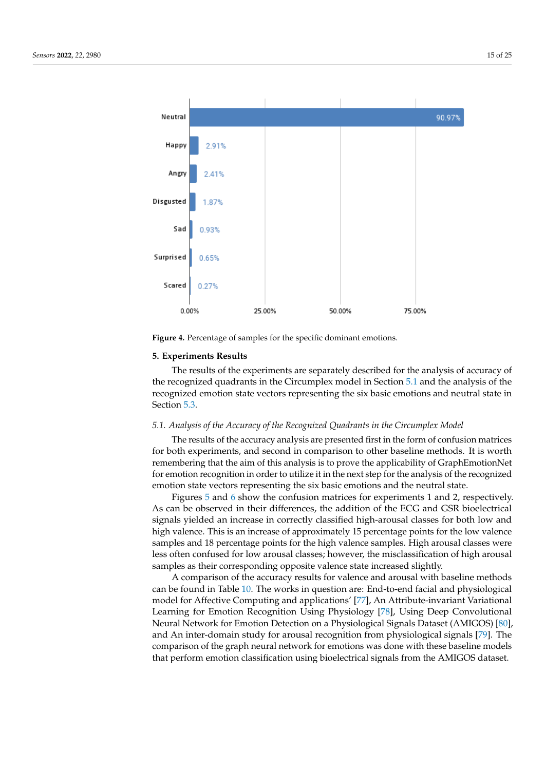**Figure 4.** Percentage of samples for the specific dominant emotions.

## 5. Experiments Results

The results of the experiments are separately described for the analysis of accuracy of the recognized quadrants in the Circumplex model in Section 5.1 and the analysis of the recognized emotion state vectors representing the six basic emotions and neutral state in Section 5.3.

### *5.1. Analysis of the Accuracy of the Recognized Quadrants in the Circumplex Model*

The results of the accuracy analysis are presented first in the form of confusion matrices for both experiments, and second in comparison to other baseline methods. It is worth remembering that the aim of this analysis is to prove the applicability of GraphEmotionNet for emotion recognition in order to utilize it in the next step for the analysis of the recognized emotion state vectors representing the six basic emotions and the neutral state.

Figures 5 and 6 show the confusion matrices for experiments 1 and 2, respectively. As can be observed in their differences, the addition of the ECG and GSR bioelectrical signals yielded an increase in correctly classified high-arousal classes for both low and high valence. This is an increase of approximately 15 percentage points for the low valence samples and 18 percentage points for the high valence samples. High arousal classes were less often confused for low arousal classes; however, the misclassification of high arousal samples as their corresponding opposite valence state increased slightly.

A comparison of the accuracy results for valence and arousal with baseline methods can be found in Table 10. The works in question are: End-to-end facial and physiological model for Affective Computing and applications' [77], An Attribute-invariant Variational Learning for Emotion Recognition Using Physiology [78], Using Deep Convolutional Neural Network for Emotion Detection on a Physiological Signals Dataset (AMIGOS) [80], and An inter-domain study for arousal recognition from physiological signals [79]. The comparison of the graph neural network for emotions was done with these baseline models that perform emotion classification using bioelectrical signals from the AMIGOS dataset.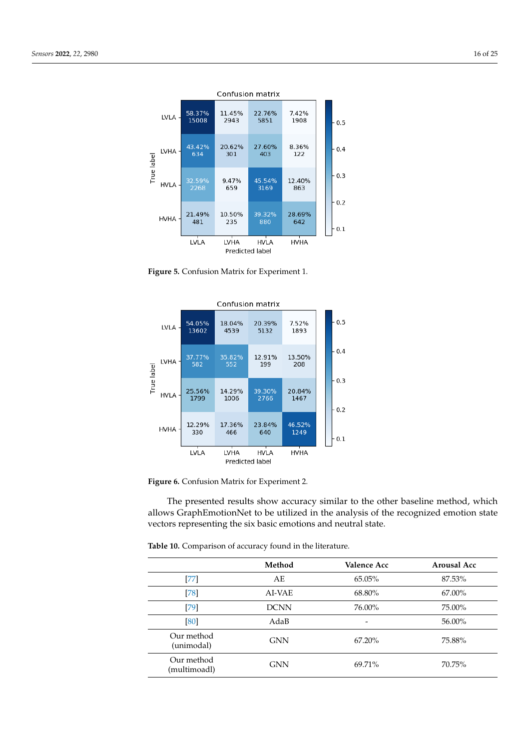Figure 5. Confusion Matrix for Experiment 1.

Figure 6. Confusion Matrix for Experiment 2.

The presented results show accuracy similar to the other baseline method, which allows GraphEmotionNet to be utilized in the analysis of the recognized emotion state vectors representing the six basic emotions and neutral state.

**Table 10.** Comparison of accuracy found in the literature.

| | Method | Valence Acc | Arousal Acc |
|---|---|---|---|
| [77] | AE | 65.05% | 87.53% |
| [78] | AI-VAE | 68.80% | 67.00% |
| [79] | DCNN | 76.00% | 75.00% |
| [80] | AdaB | - | 56.00% |
| Our method (unimodal) | GNN | 67.20% | 75.88% |
| Our method (multimoadl) | GNN | 69.71% | 70.75% |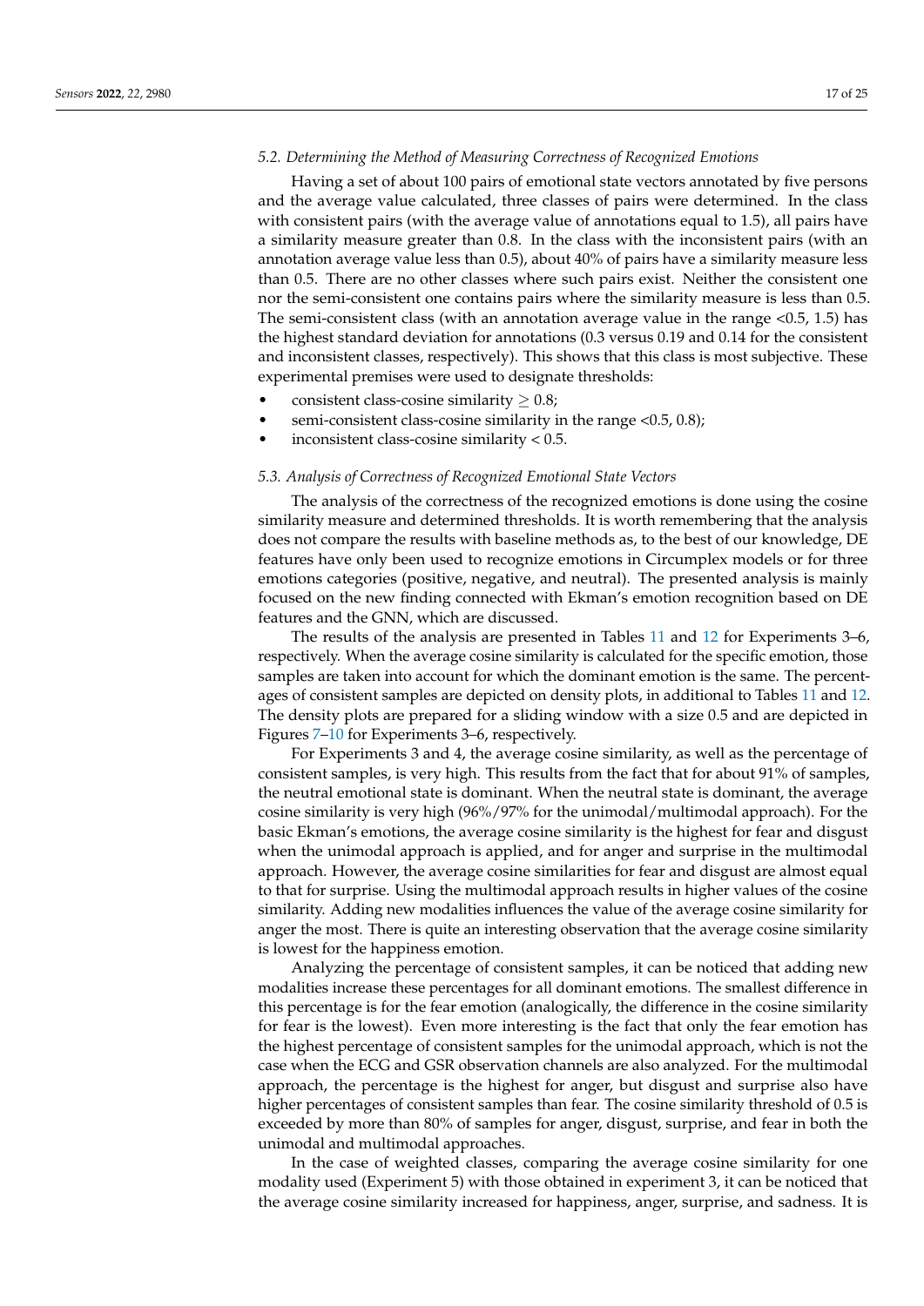### 5.2. Determining the Method of Measuring Correctness of Recognized Emotions

Having a set of about 100 pairs of emotional state vectors annotated by five persons and the average value calculated, three classes of pairs were determined. In the class with consistent pairs (with the average value of annotations equal to 1.5), all pairs have a similarity measure greater than 0.8. In the class with the inconsistent pairs (with an annotation average value less than 0.5), about 40% of pairs have a similarity measure less than 0.5. There are no other classes where such pairs exist. Neither the consistent one nor the semi-consistent one contains pairs where the similarity measure is less than 0.5. The semi-consistent class (with an annotation average value in the range <0.5, 1.5) has the highest standard deviation for annotations (0.3 versus 0.19 and 0.14 for the consistent and inconsistent classes, respectively). This shows that this class is most subjective. These experimental premises were used to designate thresholds:

- consistent class-cosine similarity $\geq 0.8$;
- semi-consistent class-cosine similarity in the range <0.5, 0.8);
- inconsistent class-cosine similarity < 0.5.

### 5.3. Analysis of Correctness of Recognized Emotional State Vectors

The analysis of the correctness of the recognized emotions is done using the cosine similarity measure and determined thresholds. It is worth remembering that the analysis does not compare the results with baseline methods as, to the best of our knowledge, DE features have only been used to recognize emotions in Circumplex models or for three emotions categories (positive, negative, and neutral). The presented analysis is mainly focused on the new finding connected with Ekman's emotion recognition based on DE features and the GNN, which are discussed.

The results of the analysis are presented in Tables 11 and 12 for Experiments 3–6, respectively. When the average cosine similarity is calculated for the specific emotion, those samples are taken into account for which the dominant emotion is the same. The percentages of consistent samples are depicted on density plots, in additional to Tables 11 and 12. The density plots are prepared for a sliding window with a size 0.5 and are depicted in Figures 7–10 for Experiments 3–6, respectively.

For Experiments 3 and 4, the average cosine similarity, as well as the percentage of consistent samples, is very high. This results from the fact that for about 91% of samples, the neutral emotional state is dominant. When the neutral state is dominant, the average cosine similarity is very high (96%/97% for the unimodal/multimodal approach). For the basic Ekman's emotions, the average cosine similarity is the highest for fear and disgust when the unimodal approach is applied, and for anger and surprise in the multimodal approach. However, the average cosine similarities for fear and disgust are almost equal to that for surprise. Using the multimodal approach results in higher values of the cosine similarity. Adding new modalities influences the value of the average cosine similarity for anger the most. There is quite an interesting observation that the average cosine similarity is lowest for the happiness emotion.

Analyzing the percentage of consistent samples, it can be noticed that adding new modalities increase these percentages for all dominant emotions. The smallest difference in this percentage is for the fear emotion (analogically, the difference in the cosine similarity for fear is the lowest). Even more interesting is the fact that only the fear emotion has the highest percentage of consistent samples for the unimodal approach, which is not the case when the ECG and GSR observation channels are also analyzed. For the multimodal approach, the percentage is the highest for anger, but disgust and surprise also have higher percentages of consistent samples than fear. The cosine similarity threshold of 0.5 is exceeded by more than 80% of samples for anger, disgust, surprise, and fear in both the unimodal and multimodal approaches.

In the case of weighted classes, comparing the average cosine similarity for one modality used (Experiment 5) with those obtained in experiment 3, it can be noticed that the average cosine similarity increased for happiness, anger, surprise, and sadness. It is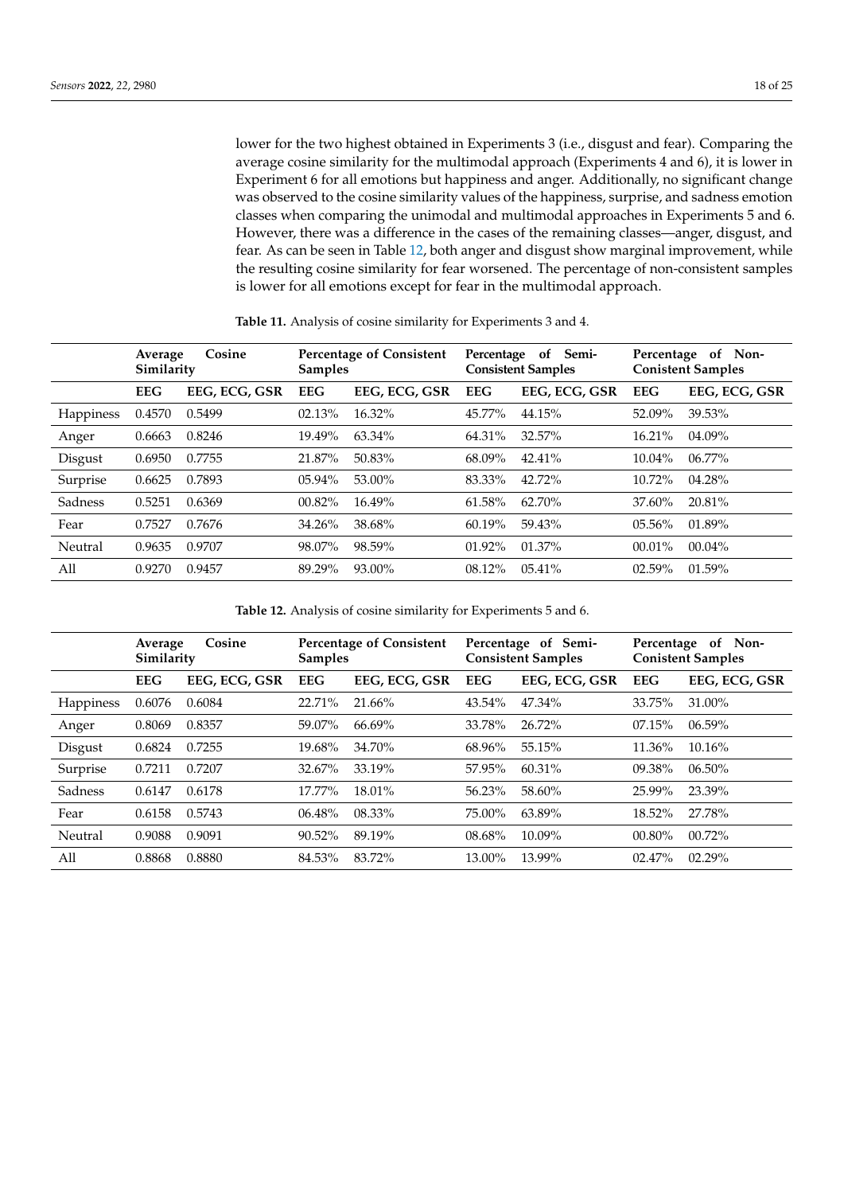lower for the two highest obtained in Experiments 3 (i.e., disgust and fear). Comparing the average cosine similarity for the multimodal approach (Experiments 4 and 6), it is lower in Experiment 6 for all emotions but happiness and anger. Additionally, no significant change was observed to the cosine similarity values of the happiness, surprise, and sadness emotion classes when comparing the unimodal and multimodal approaches in Experiments 5 and 6. However, there was a difference in the cases of the remaining classes—anger, disgust, and fear. As can be seen in Table 12, both anger and disgust show marginal improvement, while the resulting cosine similarity for fear worsened. The percentage of non-consistent samples is lower for all emotions except for fear in the multimodal approach.

**Table 11.** Analysis of cosine similarity for Experiments 3 and 4.

| | Average Cosine Similarity | | Percentage of Consistent Samples | | Percentage of Semi-Consistent Samples | | Percentage of Non-Conistent Samples | |
|---|---|---|---|---|---|---|---|---|
| | **EEG** | **EEG, ECG, GSR** | **EEG** | **EEG, ECG, GSR** | **EEG** | **EEG, ECG, GSR** | **EEG** | **EEG, ECG, GSR** |
| Happiness | 0.4570 | 0.5499 | 02.13% | 16.32% | 45.77% | 44.15% | 52.09% | 39.53% |
| Anger | 0.6663 | 0.8246 | 19.49% | 63.34% | 64.31% | 32.57% | 16.21% | 04.09% |
| Disgust | 0.6950 | 0.7755 | 21.87% | 50.83% | 68.09% | 42.41% | 10.04% | 06.77% |
| Surprise | 0.6625 | 0.7893 | 05.94% | 53.00% | 83.33% | 42.72% | 10.72% | 04.28% |
| Sadness | 0.5251 | 0.6369 | 00.82% | 16.49% | 61.58% | 62.70% | 37.60% | 20.81% |
| Fear | 0.7527 | 0.7676 | 34.26% | 38.68% | 60.19% | 59.43% | 05.56% | 01.89% |
| Neutral | 0.9635 | 0.9707 | 98.07% | 98.59% | 01.92% | 01.37% | 00.01% | 00.04% |
| All | 0.9270 | 0.9457 | 89.29% | 93.00% | 08.12% | 05.41% | 02.59% | 01.59% |

**Table 12.** Analysis of cosine similarity for Experiments 5 and 6.

| | Average Cosine Similarity | | Percentage of Consistent Samples | | Percentage of Semi-Consistent Samples | | Percentage of Non-Conistent Samples | |
|---|---|---|---|---|---|---|---|---|
| | **EEG** | **EEG, ECG, GSR** | **EEG** | **EEG, ECG, GSR** | **EEG** | **EEG, ECG, GSR** | **EEG** | **EEG, ECG, GSR** |
| Happiness | 0.6076 | 0.6084 | 22.71% | 21.66% | 43.54% | 47.34% | 33.75% | 31.00% |
| Anger | 0.8069 | 0.8357 | 59.07% | 66.69% | 33.78% | 26.72% | 07.15% | 06.59% |
| Disgust | 0.6824 | 0.7255 | 19.68% | 34.70% | 68.96% | 55.15% | 11.36% | 10.16% |
| Surprise | 0.7211 | 0.7207 | 32.67% | 33.19% | 57.95% | 60.31% | 09.38% | 06.50% |
| Sadness | 0.6147 | 0.6178 | 17.77% | 18.01% | 56.23% | 58.60% | 25.99% | 23.39% |
| Fear | 0.6158 | 0.5743 | 06.48% | 08.33% | 75.00% | 63.89% | 18.52% | 27.78% |
| Neutral | 0.9088 | 0.9091 | 90.52% | 89.19% | 08.68% | 10.09% | 00.80% | 00.72% |
| All | 0.8868 | 0.8880 | 84.53% | 83.72% | 13.00% | 13.99% | 02.47% | 02.29% |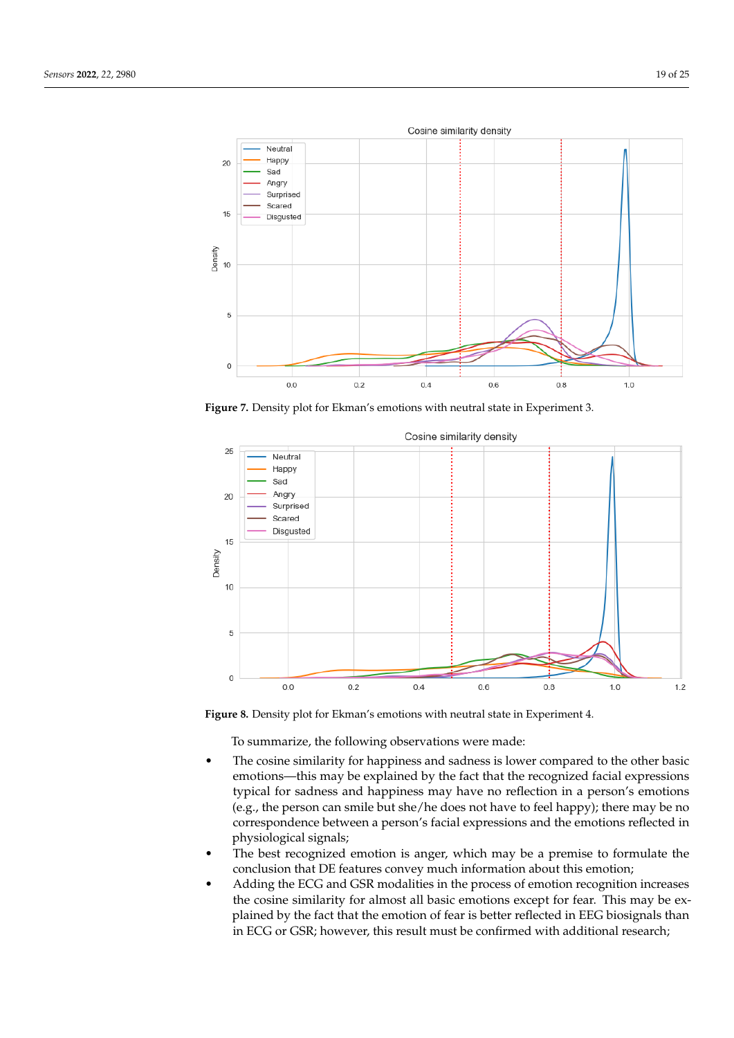**Figure 7.** Density plot for Ekman's emotions with neutral state in Experiment 3.

**Figure 8.** Density plot for Ekman's emotions with neutral state in Experiment 4.

To summarize, the following observations were made:

- The cosine similarity for happiness and sadness is lower compared to the other basic emotions—this may be explained by the fact that the recognized facial expressions typical for sadness and happiness may have no reflection in a person's emotions (e.g., the person can smile but she/he does not have to feel happy); there may be no correspondence between a person's facial expressions and the emotions reflected in physiological signals;
- The best recognized emotion is anger, which may be a premise to formulate the conclusion that DE features convey much information about this emotion;
- Adding the ECG and GSR modalities in the process of emotion recognition increases the cosine similarity for almost all basic emotions except for fear. This may be explained by the fact that the emotion of fear is better reflected in EEG biosignals than in ECG or GSR; however, this result must be confirmed with additional research;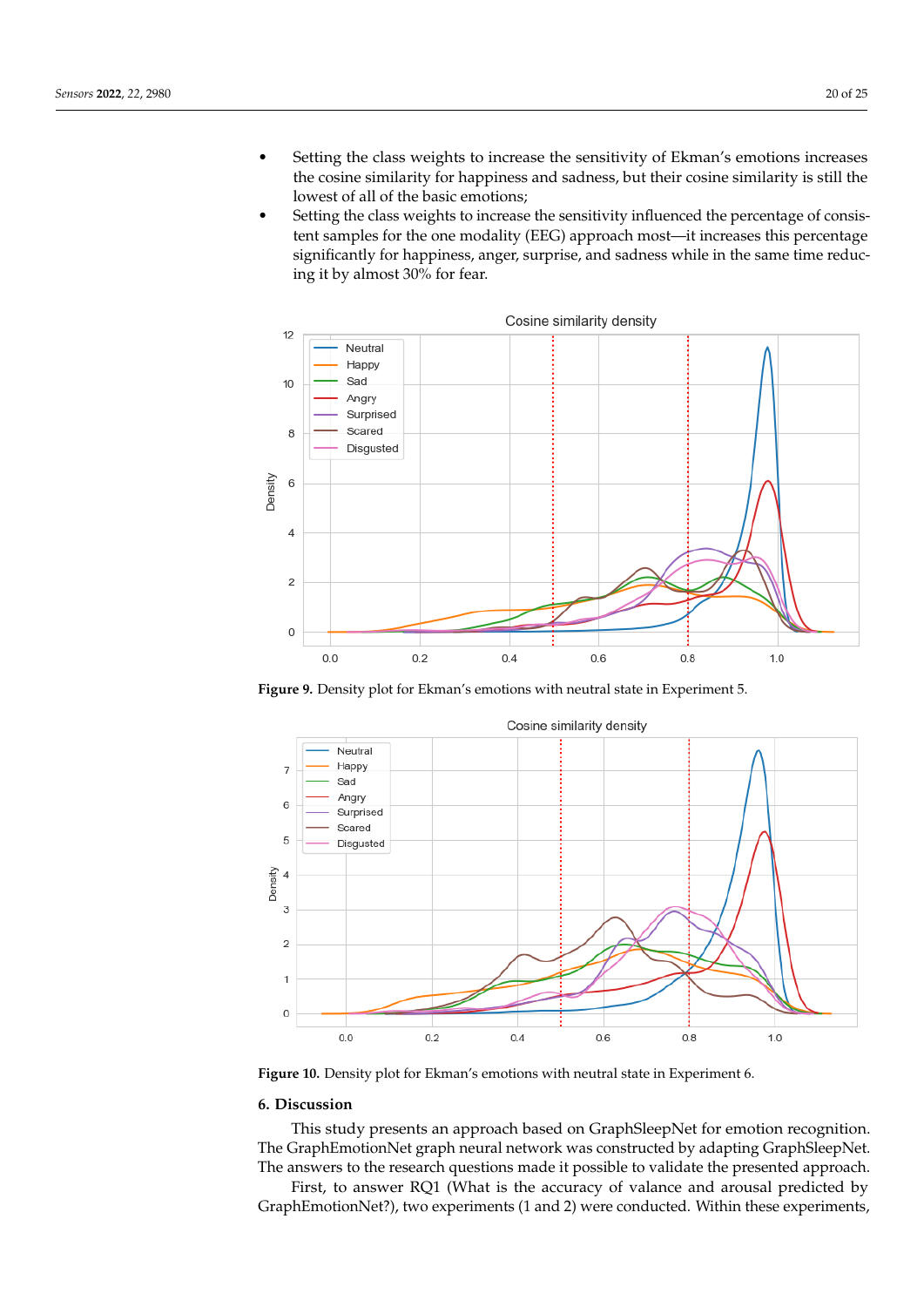- Setting the class weights to increase the sensitivity of Ekman's emotions increases the cosine similarity for happiness and sadness, but their cosine similarity is still the lowest of all of the basic emotions;
- Setting the class weights to increase the sensitivity influenced the percentage of consistent samples for the one modality (EEG) approach most—it increases this percentage significantly for happiness, anger, surprise, and sadness while in the same time reducing it by almost 30% for fear.

**Figure 9.** Density plot for Ekman's emotions with neutral state in Experiment 5.

**Figure 10.** Density plot for Ekman's emotions with neutral state in Experiment 6.

## 6. Discussion

This study presents an approach based on GraphSleepNet for emotion recognition. The GraphEmotionNet graph neural network was constructed by adapting GraphSleepNet. The answers to the research questions made it possible to validate the presented approach.

First, to answer RQ1 (What is the accuracy of valance and arousal predicted by GraphEmotionNet?), two experiments (1 and 2) were conducted. Within these experiments,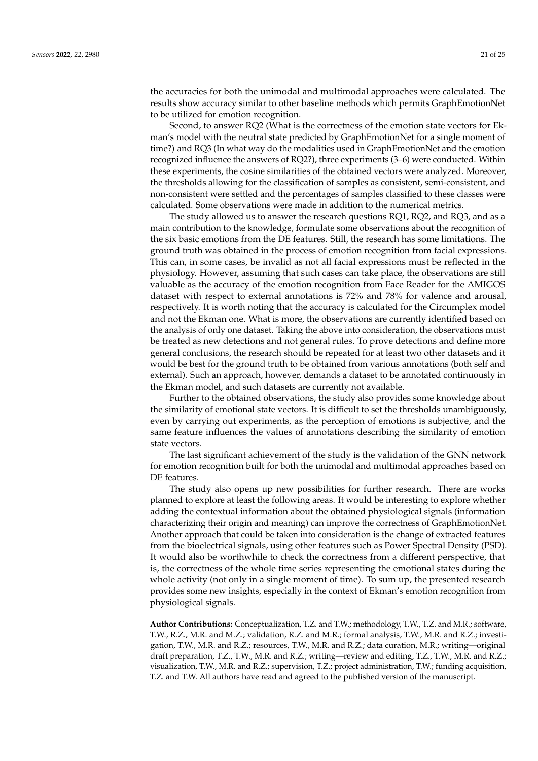the accuracies for both the unimodal and multimodal approaches were calculated. The results show accuracy similar to other baseline methods which permits GraphEmotionNet to be utilized for emotion recognition.

Second, to answer RQ2 (What is the correctness of the emotion state vectors for Ekman's model with the neutral state predicted by GraphEmotionNet for a single moment of time?) and RQ3 (In what way do the modalities used in GraphEmotionNet and the emotion recognized influence the answers of RQ2?), three experiments (3–6) were conducted. Within these experiments, the cosine similarities of the obtained vectors were analyzed. Moreover, the thresholds allowing for the classification of samples as consistent, semi-consistent, and non-consistent were settled and the percentages of samples classified to these classes were calculated. Some observations were made in addition to the numerical metrics.

The study allowed us to answer the research questions RQ1, RQ2, and RQ3, and as a main contribution to the knowledge, formulate some observations about the recognition of the six basic emotions from the DE features. Still, the research has some limitations. The ground truth was obtained in the process of emotion recognition from facial expressions. This can, in some cases, be invalid as not all facial expressions must be reflected in the physiology. However, assuming that such cases can take place, the observations are still valuable as the accuracy of the emotion recognition from Face Reader for the AMIGOS dataset with respect to external annotations is 72% and 78% for valence and arousal, respectively. It is worth noting that the accuracy is calculated for the Circumplex model and not the Ekman one. What is more, the observations are currently identified based on the analysis of only one dataset. Taking the above into consideration, the observations must be treated as new detections and not general rules. To prove detections and define more general conclusions, the research should be repeated for at least two other datasets and it would be best for the ground truth to be obtained from various annotations (both self and external). Such an approach, however, demands a dataset to be annotated continuously in the Ekman model, and such datasets are currently not available.

Further to the obtained observations, the study also provides some knowledge about the similarity of emotional state vectors. It is difficult to set the thresholds unambiguously, even by carrying out experiments, as the perception of emotions is subjective, and the same feature influences the values of annotations describing the similarity of emotion state vectors.

The last significant achievement of the study is the validation of the GNN network for emotion recognition built for both the unimodal and multimodal approaches based on DE features.

The study also opens up new possibilities for further research. There are works planned to explore at least the following areas. It would be interesting to explore whether adding the contextual information about the obtained physiological signals (information characterizing their origin and meaning) can improve the correctness of GraphEmotionNet. Another approach that could be taken into consideration is the change of extracted features from the bioelectrical signals, using other features such as Power Spectral Density (PSD). It would also be worthwhile to check the correctness from a different perspective, that is, the correctness of the whole time series representing the emotional states during the whole activity (not only in a single moment of time). To sum up, the presented research provides some new insights, especially in the context of Ekman's emotion recognition from physiological signals.

**Author Contributions:** Conceptualization, T.Z. and T.W.; methodology, T.W., T.Z. and M.R.; software, T.W., R.Z., M.R. and M.Z.; validation, R.Z. and M.R.; formal analysis, T.W., M.R. and R.Z.; investigation, T.W., M.R. and R.Z.; resources, T.W., M.R. and R.Z.; data curation, M.R.; writing—original draft preparation, T.Z., T.W., M.R. and R.Z.; writing—review and editing, T.Z., T.W., M.R. and R.Z.; visualization, T.W., M.R. and R.Z.; supervision, T.Z.; project administration, T.W.; funding acquisition, T.Z. and T.W. All authors have read and agreed to the published version of the manuscript.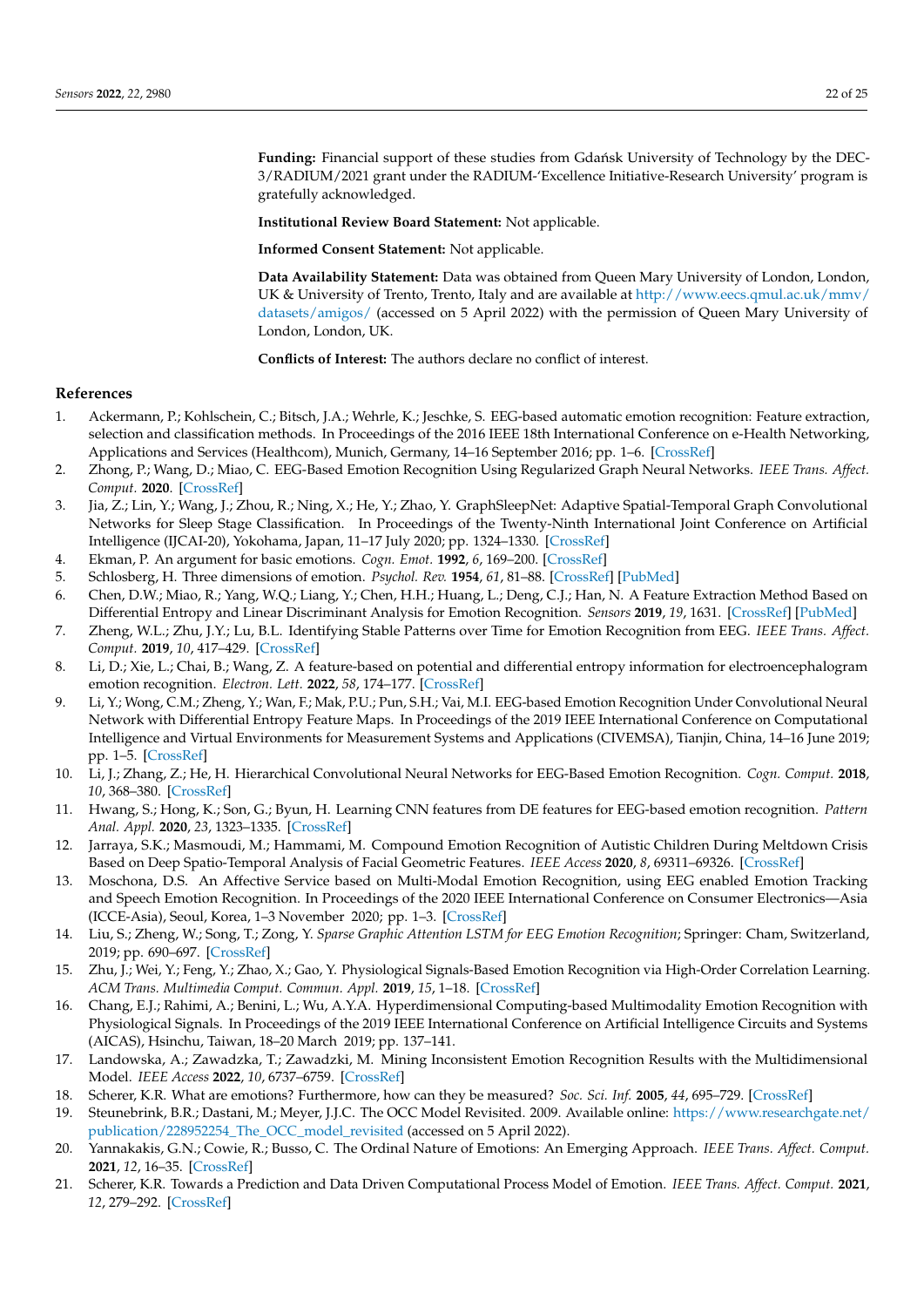**Funding:** Financial support of these studies from Gdańsk University of Technology by the DEC-3/RADIUM/2021 grant under the RADIUM-'Excellence Initiative-Research University' program is gratefully acknowledged.

**Institutional Review Board Statement:** Not applicable.

**Informed Consent Statement:** Not applicable.

**Data Availability Statement:** Data was obtained from Queen Mary University of London, London, UK & University of Trento, Trento, Italy and are available at http://www.eecs.qmul.ac.uk/mmv/datasets/amigos/ (accessed on 5 April 2022) with the permission of Queen Mary University of London, London, UK.

**Conflicts of Interest:** The authors declare no conflict of interest.

## References

1. Ackermann, P.; Kohlschein, C.; Bitsch, J.A.; Wehrle, K.; Jeschke, S. EEG-based automatic emotion recognition: Feature extraction, selection and classification methods. In Proceedings of the 2016 IEEE 18th International Conference on e-Health Networking, Applications and Services (Healthcom), Munich, Germany, 14–16 September 2016; pp. 1–6. [CrossRef]
2. Zhong, P.; Wang, D.; Miao, C. EEG-Based Emotion Recognition Using Regularized Graph Neural Networks. *IEEE Trans. Affect. Comput.* **2020**. [CrossRef]
3. Jia, Z.; Lin, Y.; Wang, J.; Zhou, R.; Ning, X.; He, Y.; Zhao, Y. GraphSleepNet: Adaptive Spatial-Temporal Graph Convolutional Networks for Sleep Stage Classification. In Proceedings of the Twenty-Ninth International Joint Conference on Artificial Intelligence (IJCAI-20), Yokohama, Japan, 11–17 July 2020; pp. 1324–1330. [CrossRef]
4. Ekman, P. An argument for basic emotions. *Cogn. Emot.* **1992**, *6*, 169–200. [CrossRef]
5. Schlosberg, H. Three dimensions of emotion. *Psychol. Rev.* **1954**, *61*, 81–88. [CrossRef] [PubMed]
6. Chen, D.W.; Miao, R.; Yang, W.Q.; Liang, Y.; Chen, H.H.; Huang, L.; Deng, C.J.; Han, N. A Feature Extraction Method Based on Differential Entropy and Linear Discriminant Analysis for Emotion Recognition. *Sensors* **2019**, *19*, 1631. [CrossRef] [PubMed]
7. Zheng, W.L.; Zhu, J.Y.; Lu, B.L. Identifying Stable Patterns over Time for Emotion Recognition from EEG. *IEEE Trans. Affect. Comput.* **2019**, *10*, 417–429. [CrossRef]
8. Li, D.; Xie, L.; Chai, B.; Wang, Z. A feature-based on potential and differential entropy information for electroencephalogram emotion recognition. *Electron. Lett.* **2022**, *58*, 174–177. [CrossRef]
9. Li, Y.; Wong, C.M.; Zheng, Y.; Wan, F.; Mak, P.U.; Pun, S.H.; Vai, M.I. EEG-based Emotion Recognition Under Convolutional Neural Network with Differential Entropy Feature Maps. In Proceedings of the 2019 IEEE International Conference on Computational Intelligence and Virtual Environments for Measurement Systems and Applications (CIVEMSA), Tianjin, China, 14–16 June 2019; pp. 1–5. [CrossRef]
10. Li, J.; Zhang, Z.; He, H. Hierarchical Convolutional Neural Networks for EEG-Based Emotion Recognition. *Cogn. Comput.* **2018**, *10*, 368–380. [CrossRef]
11. Hwang, S.; Hong, K.; Son, G.; Byun, H. Learning CNN features from DE features for EEG-based emotion recognition. *Pattern Anal. Appl.* **2020**, *23*, 1323–1335. [CrossRef]
12. Jarraya, S.K.; Masmoudi, M.; Hammami, M. Compound Emotion Recognition of Autistic Children During Meltdown Crisis Based on Deep Spatio-Temporal Analysis of Facial Geometric Features. *IEEE Access* **2020**, *8*, 69311–69326. [CrossRef]
13. Moschona, D.S. An Affective Service based on Multi-Modal Emotion Recognition, using EEG enabled Emotion Tracking and Speech Emotion Recognition. In Proceedings of the 2020 IEEE International Conference on Consumer Electronics—Asia (ICCE-Asia), Seoul, Korea, 1–3 November 2020; pp. 1–3. [CrossRef]
14. Liu, S.; Zheng, W.; Song, T.; Zong, Y. *Sparse Graphic Attention LSTM for EEG Emotion Recognition*; Springer: Cham, Switzerland, 2019; pp. 690–697. [CrossRef]
15. Zhu, J.; Wei, Y.; Feng, Y.; Zhao, X.; Gao, Y. Physiological Signals-Based Emotion Recognition via High-Order Correlation Learning. *ACM Trans. Multimedia Comput. Commun. Appl.* **2019**, *15*, 1–18. [CrossRef]
16. Chang, E.J.; Rahimi, A.; Benini, L.; Wu, A.Y.A. Hyperdimensional Computing-based Multimodality Emotion Recognition with Physiological Signals. In Proceedings of the 2019 IEEE International Conference on Artificial Intelligence Circuits and Systems (AICAS), Hsinchu, Taiwan, 18–20 March 2019; pp. 137–141.
17. Landowska, A.; Zawadzka, T.; Zawadzki, M. Mining Inconsistent Emotion Recognition Results with the Multidimensional Model. *IEEE Access* **2022**, *10*, 6737–6759. [CrossRef]
18. Scherer, K.R. What are emotions? Furthermore, how can they be measured? *Soc. Sci. Inf.* **2005**, *44*, 695–729. [CrossRef]
19. Steunebrink, B.R.; Dastani, M.; Meyer, J.J.C. The OCC Model Revisited. 2009. Available online: https://www.researchgate.net/publication/228952254_The_OCC_model_revisited (accessed on 5 April 2022).
20. Yannakakis, G.N.; Cowie, R.; Busso, C. The Ordinal Nature of Emotions: An Emerging Approach. *IEEE Trans. Affect. Comput.* **2021**, *12*, 16–35. [CrossRef]
21. Scherer, K.R. Towards a Prediction and Data Driven Computational Process Model of Emotion. *IEEE Trans. Affect. Comput.* **2021**, *12*, 279–292. [CrossRef]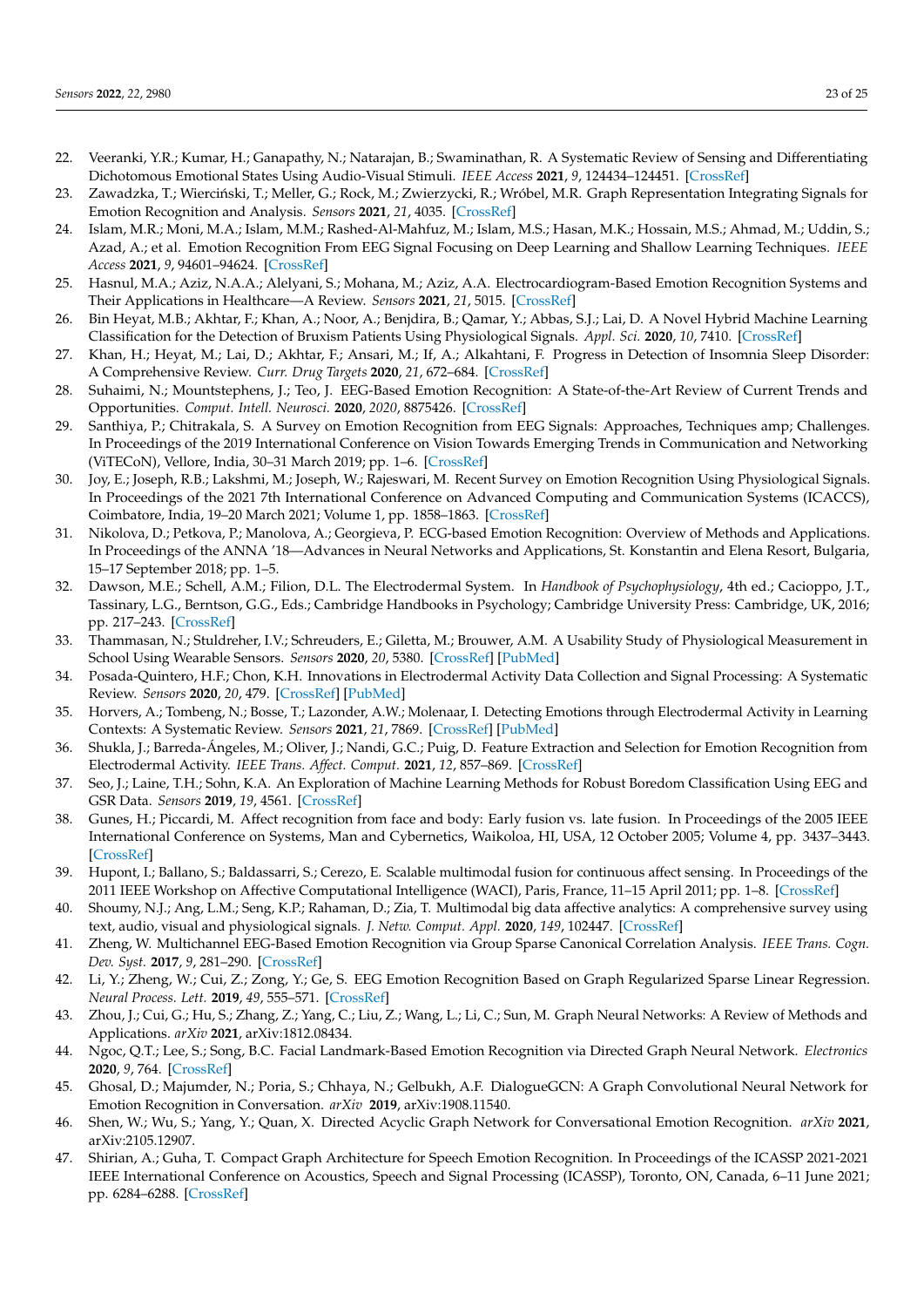22. Veeranki, Y.R.; Kumar, H.; Ganapathy, N.; Natarajan, B.; Swaminathan, R. A Systematic Review of Sensing and Differentiating Dichotomous Emotional States Using Audio-Visual Stimuli. *IEEE Access* **2021**, *9*, 124434–124451. [CrossRef]
23. Zawadzka, T.; Wierciński, T.; Meller, G.; Rock, M.; Zwierzycki, R.; Wróbel, M.R. Graph Representation Integrating Signals for Emotion Recognition and Analysis. *Sensors* **2021**, *21*, 4035. [CrossRef]
24. Islam, M.R.; Moni, M.A.; Islam, M.M.; Rashed-Al-Mahfuz, M.; Islam, M.S.; Hasan, M.K.; Hossain, M.S.; Ahmad, M.; Uddin, S.; Azad, A.; et al. Emotion Recognition From EEG Signal Focusing on Deep Learning and Shallow Learning Techniques. *IEEE Access* **2021**, *9*, 94601–94624. [CrossRef]
25. Hasnul, M.A.; Aziz, N.A.A.; Alelyani, S.; Mohana, M.; Aziz, A.A. Electrocardiogram-Based Emotion Recognition Systems and Their Applications in Healthcare—A Review. *Sensors* **2021**, *21*, 5015. [CrossRef]
26. Bin Heyat, M.B.; Akhtar, F.; Khan, A.; Noor, A.; Benjdira, B.; Qamar, Y.; Abbas, S.J.; Lai, D. A Novel Hybrid Machine Learning Classification for the Detection of Bruxism Patients Using Physiological Signals. *Appl. Sci.* **2020**, *10*, 7410. [CrossRef]
27. Khan, H.; Heyat, M.; Lai, D.; Akhtar, F.; Ansari, M.; If, A.; Alkahtani, F. Progress in Detection of Insomnia Sleep Disorder: A Comprehensive Review. *Curr. Drug Targets* **2020**, *21*, 672–684. [CrossRef]
28. Suhaimi, N.; Mountstephens, J.; Teo, J. EEG-Based Emotion Recognition: A State-of-the-Art Review of Current Trends and Opportunities. *Comput. Intell. Neurosci.* **2020**, *2020*, 8875426. [CrossRef]
29. Santhiya, P.; Chitrakala, S. A Survey on Emotion Recognition from EEG Signals: Approaches, Techniques amp; Challenges. In Proceedings of the 2019 International Conference on Vision Towards Emerging Trends in Communication and Networking (ViTECoN), Vellore, India, 30–31 March 2019; pp. 1–6. [CrossRef]
30. Joy, E.; Joseph, R.B.; Lakshmi, M.; Joseph, W.; Rajeswari, M. Recent Survey on Emotion Recognition Using Physiological Signals. In Proceedings of the 2021 7th International Conference on Advanced Computing and Communication Systems (ICACCS), Coimbatore, India, 19–20 March 2021; Volume 1, pp. 1858–1863. [CrossRef]
31. Nikolova, D.; Petkova, P.; Manolova, A.; Georgieva, P. ECG-based Emotion Recognition: Overview of Methods and Applications. In Proceedings of the ANNA '18—Advances in Neural Networks and Applications, St. Konstantin and Elena Resort, Bulgaria, 15–17 September 2018; pp. 1–5.
32. Dawson, M.E.; Schell, A.M.; Filion, D.L. The Electrodermal System. In *Handbook of Psychophysiology*, 4th ed.; Cacioppo, J.T., Tassinary, L.G., Berntson, G.G., Eds.; Cambridge Handbooks in Psychology; Cambridge University Press: Cambridge, UK, 2016; pp. 217–243. [CrossRef]
33. Thammasan, N.; Stuldreher, I.V.; Schreuders, E.; Giletta, M.; Brouwer, A.M. A Usability Study of Physiological Measurement in School Using Wearable Sensors. *Sensors* **2020**, *20*, 5380. [CrossRef] [PubMed]
34. Posada-Quintero, H.F.; Chon, K.H. Innovations in Electrodermal Activity Data Collection and Signal Processing: A Systematic Review. *Sensors* **2020**, *20*, 479. [CrossRef] [PubMed]
35. Horvers, A.; Tombeng, N.; Bosse, T.; Lazonder, A.W.; Molenaar, I. Detecting Emotions through Electrodermal Activity in Learning Contexts: A Systematic Review. *Sensors* **2021**, *21*, 7869. [CrossRef] [PubMed]
36. Shukla, J.; Barreda-Ángeles, M.; Oliver, J.; Nandi, G.C.; Puig, D. Feature Extraction and Selection for Emotion Recognition from Electrodermal Activity. *IEEE Trans. Affect. Comput.* **2021**, *12*, 857–869. [CrossRef]
37. Seo, J.; Laine, T.H.; Sohn, K.A. An Exploration of Machine Learning Methods for Robust Boredom Classification Using EEG and GSR Data. *Sensors* **2019**, *19*, 4561. [CrossRef]
38. Gunes, H.; Piccardi, M. Affect recognition from face and body: Early fusion vs. late fusion. In Proceedings of the 2005 IEEE International Conference on Systems, Man and Cybernetics, Waikoloa, HI, USA, 12 October 2005; Volume 4, pp. 3437–3443. [CrossRef]
39. Hupont, I.; Ballano, S.; Baldassarri, S.; Cerezo, E. Scalable multimodal fusion for continuous affect sensing. In Proceedings of the 2011 IEEE Workshop on Affective Computational Intelligence (WACI), Paris, France, 11–15 April 2011; pp. 1–8. [CrossRef]
40. Shoumy, N.J.; Ang, L.M.; Seng, K.P.; Rahaman, D.; Zia, T. Multimodal big data affective analytics: A comprehensive survey using text, audio, visual and physiological signals. *J. Netw. Comput. Appl.* **2020**, *149*, 102447. [CrossRef]
41. Zheng, W. Multichannel EEG-Based Emotion Recognition via Group Sparse Canonical Correlation Analysis. *IEEE Trans. Cogn. Dev. Syst.* **2017**, *9*, 281–290. [CrossRef]
42. Li, Y.; Zheng, W.; Cui, Z.; Zong, Y.; Ge, S. EEG Emotion Recognition Based on Graph Regularized Sparse Linear Regression. *Neural Process. Lett.* **2019**, *49*, 555–571. [CrossRef]
43. Zhou, J.; Cui, G.; Hu, S.; Zhang, Z.; Yang, C.; Liu, Z.; Wang, L.; Li, C.; Sun, M. Graph Neural Networks: A Review of Methods and Applications. *arXiv* **2021**, arXiv:1812.08434.
44. Ngoc, Q.T.; Lee, S.; Song, B.C. Facial Landmark-Based Emotion Recognition via Directed Graph Neural Network. *Electronics* **2020**, *9*, 764. [CrossRef]
45. Ghosal, D.; Majumder, N.; Poria, S.; Chhaya, N.; Gelbukh, A.F. DialogueGCN: A Graph Convolutional Neural Network for Emotion Recognition in Conversation. *arXiv* **2019**, arXiv:1908.11540.
46. Shen, W.; Wu, S.; Yang, Y.; Quan, X. Directed Acyclic Graph Network for Conversational Emotion Recognition. *arXiv* **2021**, arXiv:2105.12907.
47. Shirian, A.; Guha, T. Compact Graph Architecture for Speech Emotion Recognition. In Proceedings of the ICASSP 2021-2021 IEEE International Conference on Acoustics, Speech and Signal Processing (ICASSP), Toronto, ON, Canada, 6–11 June 2021; pp. 6284–6288. [CrossRef]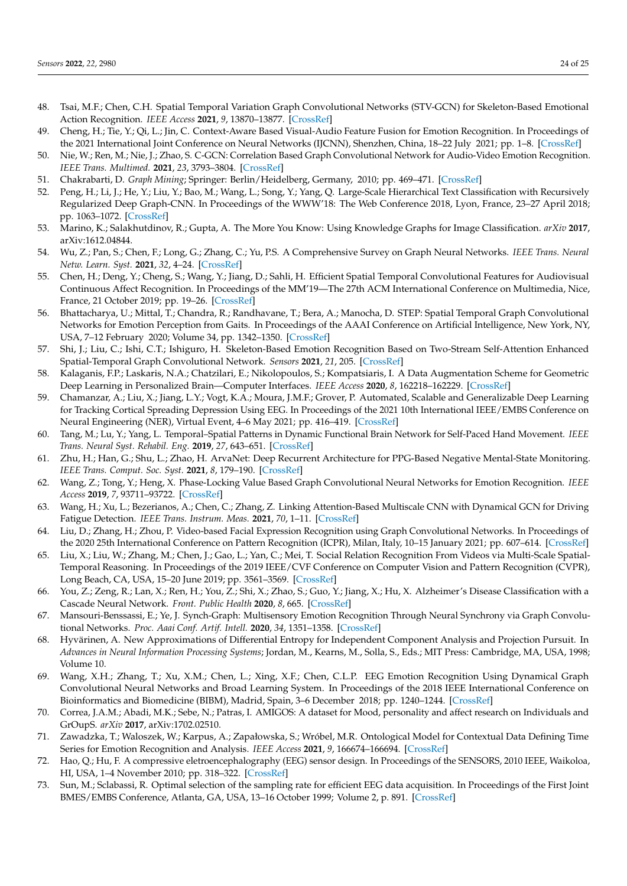48. Tsai, M.F.; Chen, C.H. Spatial Temporal Variation Graph Convolutional Networks (STV-GCN) for Skeleton-Based Emotional Action Recognition. *IEEE Access* **2021**, *9*, 13870–13877. [CrossRef]
49. Cheng, H.; Tie, Y.; Qi, L.; Jin, C. Context-Aware Based Visual-Audio Feature Fusion for Emotion Recognition. In Proceedings of the 2021 International Joint Conference on Neural Networks (IJCNN), Shenzhen, China, 18–22 July 2021; pp. 1–8. [CrossRef]
50. Nie, W.; Ren, M.; Nie, J.; Zhao, S. C-GCN: Correlation Based Graph Convolutional Network for Audio-Video Emotion Recognition. *IEEE Trans. Multimed.* **2021**, *23*, 3793–3804. [CrossRef]
51. Chakrabarti, D. *Graph Mining*; Springer: Berlin/Heidelberg, Germany, 2010; pp. 469–471. [CrossRef]
52. Peng, H.; Li, J.; He, Y.; Liu, Y.; Bao, M.; Wang, L.; Song, Y.; Yang, Q. Large-Scale Hierarchical Text Classification with Recursively Regularized Deep Graph-CNN. In Proceedings of the WWW'18: The Web Conference 2018, Lyon, France, 23–27 April 2018; pp. 1063–1072. [CrossRef]
53. Marino, K.; Salakhutdinov, R.; Gupta, A. The More You Know: Using Knowledge Graphs for Image Classification. *arXiv* **2017**, arXiv:1612.04844.
54. Wu, Z.; Pan, S.; Chen, F.; Long, G.; Zhang, C.; Yu, P.S. A Comprehensive Survey on Graph Neural Networks. *IEEE Trans. Neural Netw. Learn. Syst.* **2021**, *32*, 4–24. [CrossRef]
55. Chen, H.; Deng, Y.; Cheng, S.; Wang, Y.; Jiang, D.; Sahli, H. Efficient Spatial Temporal Convolutional Features for Audiovisual Continuous Affect Recognition. In Proceedings of the MM'19—The 27th ACM International Conference on Multimedia, Nice, France, 21 October 2019; pp. 19–26. [CrossRef]
56. Bhattacharya, U.; Mittal, T.; Chandra, R.; Randhavane, T.; Bera, A.; Manocha, D. STEP: Spatial Temporal Graph Convolutional Networks for Emotion Perception from Gaits. In Proceedings of the AAAI Conference on Artificial Intelligence, New York, NY, USA, 7–12 February 2020; Volume 34, pp. 1342–1350. [CrossRef]
57. Shi, J.; Liu, C.; Ishi, C.T.; Ishiguro, H. Skeleton-Based Emotion Recognition Based on Two-Stream Self-Attention Enhanced Spatial-Temporal Graph Convolutional Network. *Sensors* **2021**, *21*, 205. [CrossRef]
58. Kalaganis, F.P.; Laskaris, N.A.; Chatzilari, E.; Nikolopoulos, S.; Kompatsiaris, I. A Data Augmentation Scheme for Geometric Deep Learning in Personalized Brain—Computer Interfaces. *IEEE Access* **2020**, *8*, 162218–162229. [CrossRef]
59. Chamanzar, A.; Liu, X.; Jiang, L.Y.; Vogt, K.A.; Moura, J.M.F.; Grover, P. Automated, Scalable and Generalizable Deep Learning for Tracking Cortical Spreading Depression Using EEG. In Proceedings of the 2021 10th International IEEE/EMBS Conference on Neural Engineering (NER), Virtual Event, 4–6 May 2021; pp. 416–419. [CrossRef]
60. Tang, M.; Lu, Y.; Yang, L. Temporal–Spatial Patterns in Dynamic Functional Brain Network for Self-Paced Hand Movement. *IEEE Trans. Neural Syst. Rehabil. Eng.* **2019**, *27*, 643–651. [CrossRef]
61. Zhu, H.; Han, G.; Shu, L.; Zhao, H. ArvaNet: Deep Recurrent Architecture for PPG-Based Negative Mental-State Monitoring. *IEEE Trans. Comput. Soc. Syst.* **2021**, *8*, 179–190. [CrossRef]
62. Wang, Z.; Tong, Y.; Heng, X. Phase-Locking Value Based Graph Convolutional Neural Networks for Emotion Recognition. *IEEE Access* **2019**, *7*, 93711–93722. [CrossRef]
63. Wang, H.; Xu, L.; Bezerianos, A.; Chen, C.; Zhang, Z. Linking Attention-Based Multiscale CNN with Dynamical GCN for Driving Fatigue Detection. *IEEE Trans. Instrum. Meas.* **2021**, *70*, 1–11. [CrossRef]
64. Liu, D.; Zhang, H.; Zhou, P. Video-based Facial Expression Recognition using Graph Convolutional Networks. In Proceedings of the 2020 25th International Conference on Pattern Recognition (ICPR), Milan, Italy, 10–15 January 2021; pp. 607–614. [CrossRef]
65. Liu, X.; Liu, W.; Zhang, M.; Chen, J.; Gao, L.; Yan, C.; Mei, T. Social Relation Recognition From Videos via Multi-Scale Spatial-Temporal Reasoning. In Proceedings of the 2019 IEEE/CVF Conference on Computer Vision and Pattern Recognition (CVPR), Long Beach, CA, USA, 15–20 June 2019; pp. 3561–3569. [CrossRef]
66. You, Z.; Zeng, R.; Lan, X.; Ren, H.; You, Z.; Shi, X.; Zhao, S.; Guo, Y.; Jiang, X.; Hu, X. Alzheimer's Disease Classification with a Cascade Neural Network. *Front. Public Health* **2020**, *8*, 665. [CrossRef]
67. Mansouri-Benssassi, E.; Ye, J. Synch-Graph: Multisensory Emotion Recognition Through Neural Synchrony via Graph Convolutional Networks. *Proc. Aaai Conf. Artif. Intell.* **2020**, *34*, 1351–1358. [CrossRef]
68. Hyvärinen, A. New Approximations of Differential Entropy for Independent Component Analysis and Projection Pursuit. In *Advances in Neural Information Processing Systems*; Jordan, M., Kearns, M., Solla, S., Eds.; MIT Press: Cambridge, MA, USA, 1998; Volume 10.
69. Wang, X.H.; Zhang, T.; Xu, X.M.; Chen, L.; Xing, X.F.; Chen, C.L.P. EEG Emotion Recognition Using Dynamical Graph Convolutional Neural Networks and Broad Learning System. In Proceedings of the 2018 IEEE International Conference on Bioinformatics and Biomedicine (BIBM), Madrid, Spain, 3–6 December 2018; pp. 1240–1244. [CrossRef]
70. Correa, J.A.M.; Abadi, M.K.; Sebe, N.; Patras, I. AMIGOS: A dataset for Mood, personality and affect research on Individuals and GrOupS. *arXiv* **2017**, arXiv:1702.02510.
71. Zawadzka, T.; Waloszek, W.; Karpus, A.; Zapałowska, S.; Wróbel, M.R. Ontological Model for Contextual Data Defining Time Series for Emotion Recognition and Analysis. *IEEE Access* **2021**, *9*, 166674–166694. [CrossRef]
72. Hao, Q.; Hu, F. A compressive eletroencephalography (EEG) sensor design. In Proceedings of the SENSORS, 2010 IEEE, Waikoloa, HI, USA, 1–4 November 2010; pp. 318–322. [CrossRef]
73. Sun, M.; Sclabassi, R. Optimal selection of the sampling rate for efficient EEG data acquisition. In Proceedings of the First Joint BMES/EMBS Conference, Atlanta, GA, USA, 13–16 October 1999; Volume 2, p. 891. [CrossRef]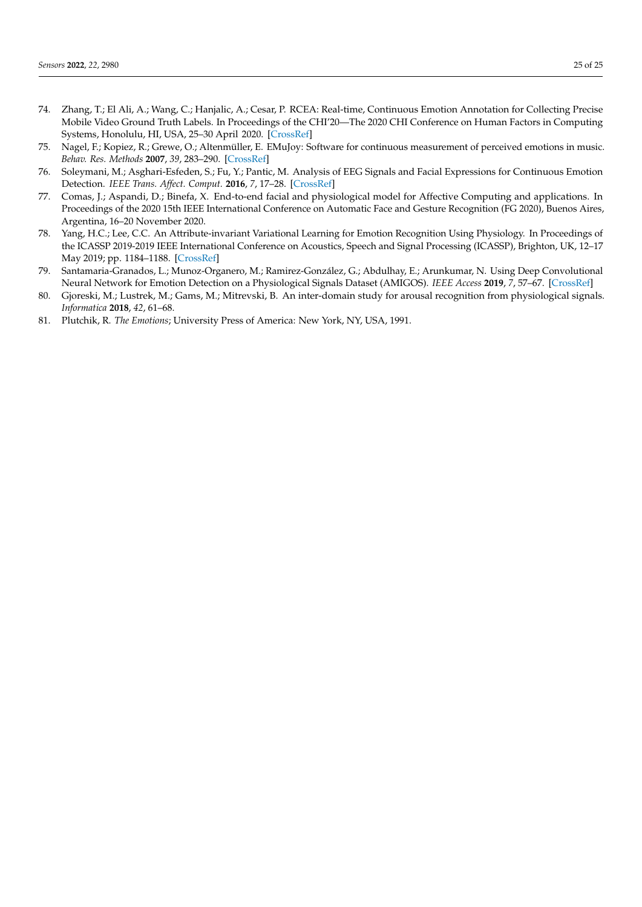74. Zhang, T.; El Ali, A.; Wang, C.; Hanjalic, A.; Cesar, P. RCEA: Real-time, Continuous Emotion Annotation for Collecting Precise Mobile Video Ground Truth Labels. In Proceedings of the CHI'20—The 2020 CHI Conference on Human Factors in Computing Systems, Honolulu, HI, USA, 25–30 April 2020. [CrossRef]
75. Nagel, F.; Kopiez, R.; Grewe, O.; Altenmüller, E. EMuJoy: Software for continuous measurement of perceived emotions in music. *Behav. Res. Methods* **2007**, *39*, 283–290. [CrossRef]
76. Soleymani, M.; Asghari-Esfeden, S.; Fu, Y.; Pantic, M. Analysis of EEG Signals and Facial Expressions for Continuous Emotion Detection. *IEEE Trans. Affect. Comput.* **2016**, *7*, 17–28. [CrossRef]
77. Comas, J.; Aspandi, D.; Binefa, X. End-to-end facial and physiological model for Affective Computing and applications. In Proceedings of the 2020 15th IEEE International Conference on Automatic Face and Gesture Recognition (FG 2020), Buenos Aires, Argentina, 16–20 November 2020.
78. Yang, H.C.; Lee, C.C. An Attribute-invariant Variational Learning for Emotion Recognition Using Physiology. In Proceedings of the ICASSP 2019-2019 IEEE International Conference on Acoustics, Speech and Signal Processing (ICASSP), Brighton, UK, 12–17 May 2019; pp. 1184–1188. [CrossRef]
79. Santamaria-Granados, L.; Munoz-Organero, M.; Ramirez-González, G.; Abdulhay, E.; Arunkumar, N. Using Deep Convolutional Neural Network for Emotion Detection on a Physiological Signals Dataset (AMIGOS). *IEEE Access* **2019**, *7*, 57–67. [CrossRef]
80. Gjoreski, M.; Lustrek, M.; Gams, M.; Mitrevski, B. An inter-domain study for arousal recognition from physiological signals. *Informatica* **2018**, *42*, 61–68.
81. Plutchik, R. *The Emotions*; University Press of America: New York, NY, USA, 1991.